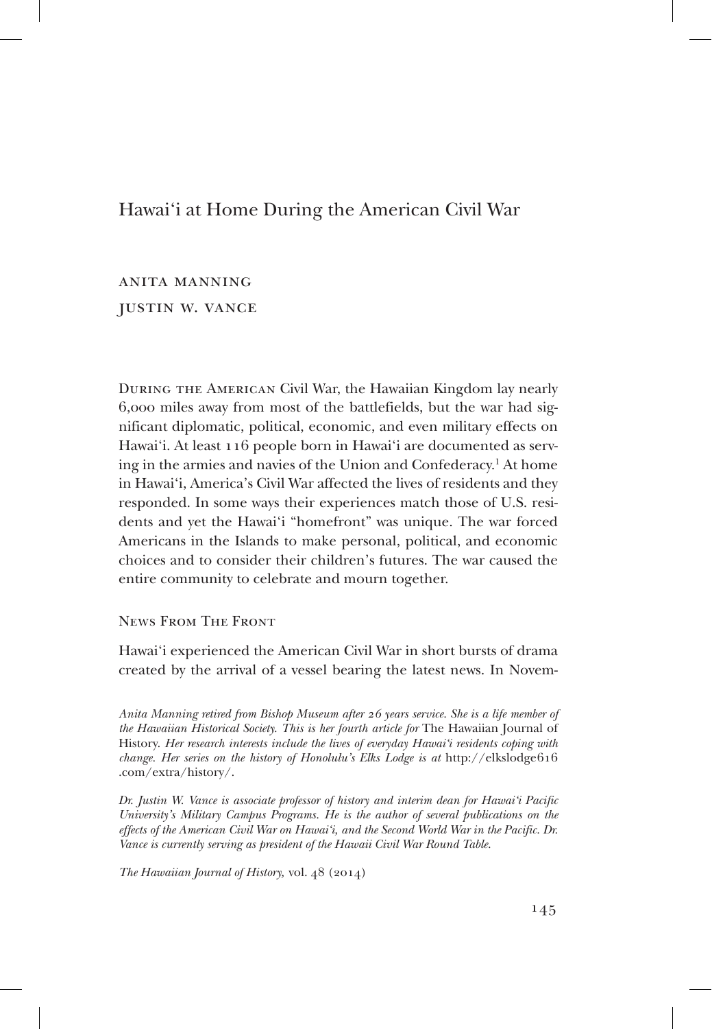# Hawai'i at Home During the American Civil War

ANITA MANNING

JUSTIN W. VANCE

During the American Civil War, the Hawaiian Kingdom lay nearly 6,000 miles away from most of the battlefields, but the war had significant diplomatic, political, economic, and even military effects on Hawai'i. At least 116 people born in Hawai'i are documented as serving in the armies and navies of the Union and Confederacy.[1] At home in Hawai'i, America's Civil War affected the lives of residents and they responded. In some ways their experiences match those of U.S. residents and yet the Hawai'i "homefront" was unique. The war forced Americans in the Islands to make personal, political, and economic choices and to consider their children's futures. The war caused the entire community to celebrate and mourn together.

## News From The Front

Hawai'i experienced the American Civil War in short bursts of drama created by the arrival of a vessel bearing the latest news. In Novem-

*Anita Manning retired from Bishop Museum after 26 years service. She is a life member of the Hawaiian Historical Society. This is her fourth article for* The Hawaiian Journal of History. *Her research interests include the lives of everyday Hawai'i residents coping with change. Her series on the history of Honolulu's Elks Lodge is at* http://elkslodge616.com/extra/history/.

*Dr. Justin W. Vance is associate professor of history and interim dean for Hawai'i Pacific University's Military Campus Programs. He is the author of several publications on the effects of the American Civil War on Hawai'i, and the Second World War in the Pacific. Dr. Vance is currently serving as president of the Hawaii Civil War Round Table.*

*The Hawaiian Journal of History,* vol. 48 (2014)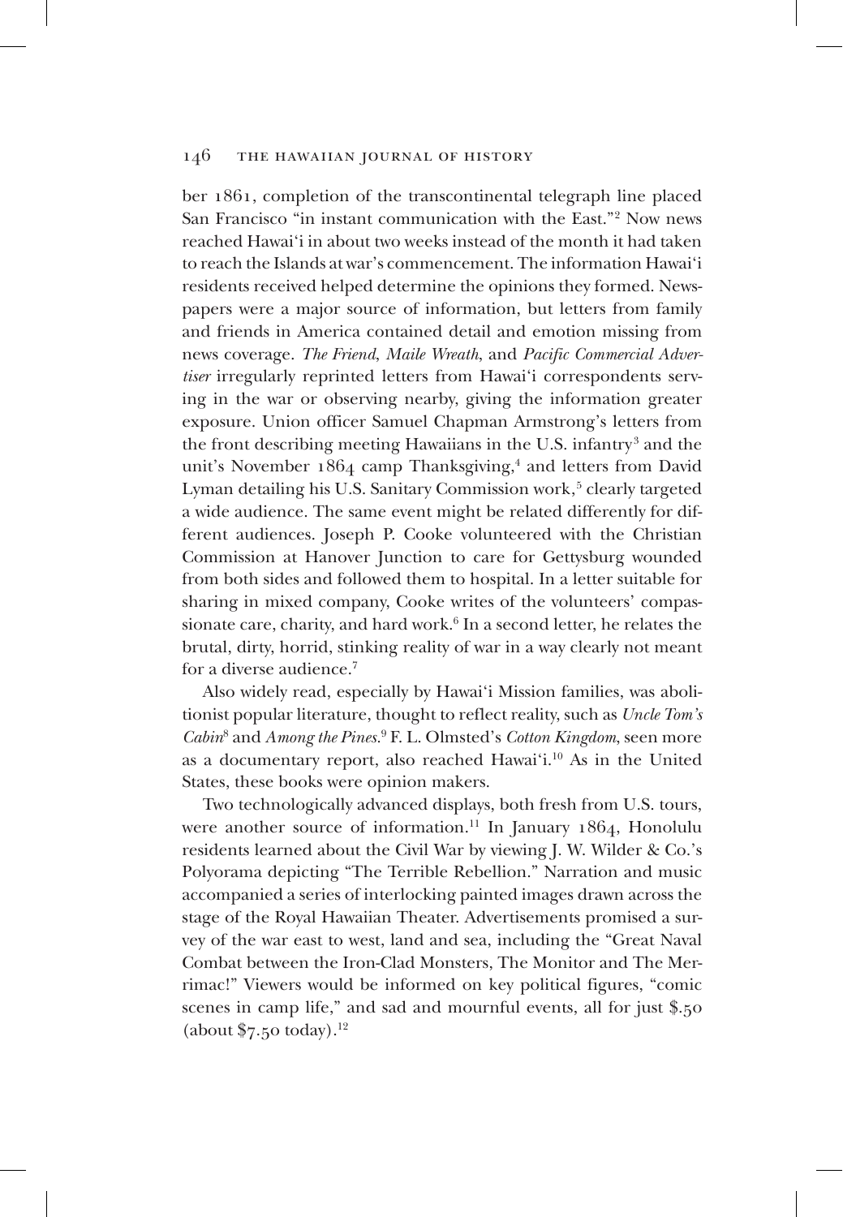ber 1861, completion of the transcontinental telegraph line placed San Francisco "in instant communication with the East."[2] Now news reached Hawai'i in about two weeks instead of the month it had taken to reach the Islands at war's commencement. The information Hawai'i residents received helped determine the opinions they formed. Newspapers were a major source of information, but letters from family and friends in America contained detail and emotion missing from news coverage. *The Friend*, *Maile Wreath*, and *Pacific Commercial Advertiser* irregularly reprinted letters from Hawai'i correspondents serving in the war or observing nearby, giving the information greater exposure. Union officer Samuel Chapman Armstrong's letters from the front describing meeting Hawaiians in the U.S. infantry[3] and the unit's November 1864 camp Thanksgiving,[4] and letters from David Lyman detailing his U.S. Sanitary Commission work,[5] clearly targeted a wide audience. The same event might be related differently for different audiences. Joseph P. Cooke volunteered with the Christian Commission at Hanover Junction to care for Gettysburg wounded from both sides and followed them to hospital. In a letter suitable for sharing in mixed company, Cooke writes of the volunteers' compassionate care, charity, and hard work.[6] In a second letter, he relates the brutal, dirty, horrid, stinking reality of war in a way clearly not meant for a diverse audience.[7]

Also widely read, especially by Hawai'i Mission families, was abolitionist popular literature, thought to reflect reality, such as *Uncle Tom's Cabin*[8] and *Among the Pines*.[9] F. L. Olmsted's *Cotton Kingdom*, seen more as a documentary report, also reached Hawai'i.[10] As in the United States, these books were opinion makers.

Two technologically advanced displays, both fresh from U.S. tours, were another source of information.[11] In January 1864, Honolulu residents learned about the Civil War by viewing J. W. Wilder & Co.'s Polyorama depicting "The Terrible Rebellion." Narration and music accompanied a series of interlocking painted images drawn across the stage of the Royal Hawaiian Theater. Advertisements promised a survey of the war east to west, land and sea, including the "Great Naval Combat between the Iron-Clad Monsters, The Monitor and The Merrimac!" Viewers would be informed on key political figures, "comic scenes in camp life," and sad and mournful events, all for just $.50 (about $7.50 today).[12]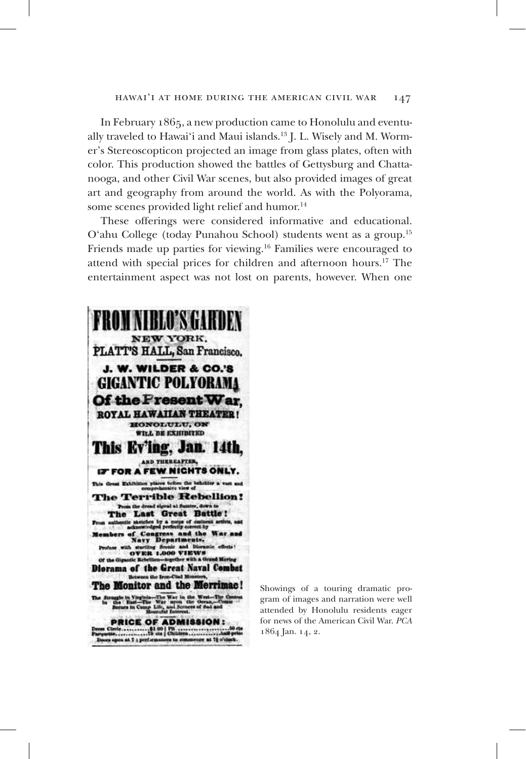In February 1865, a new production came to Honolulu and eventually traveled to Hawai'i and Maui islands.[13] J. L. Wisely and M. Wormer's Stereoscopticon projected an image from glass plates, often with color. This production showed the battles of Gettysburg and Chattanooga, and other Civil War scenes, but also provided images of great art and geography from around the world. As with the Polyorama, some scenes provided light relief and humor.[14]

These offerings were considered informative and educational. O'ahu College (today Punahou School) students went as a group.[15] Friends made up parties for viewing.[16] Families were encouraged to attend with special prices for children and afternoon hours.[17] The entertainment aspect was not lost on parents, however. When one

Showings of a touring dramatic program of images and narration were well attended by Honolulu residents eager for news of the American Civil War. *PCA* 1864 Jan. 14, 2.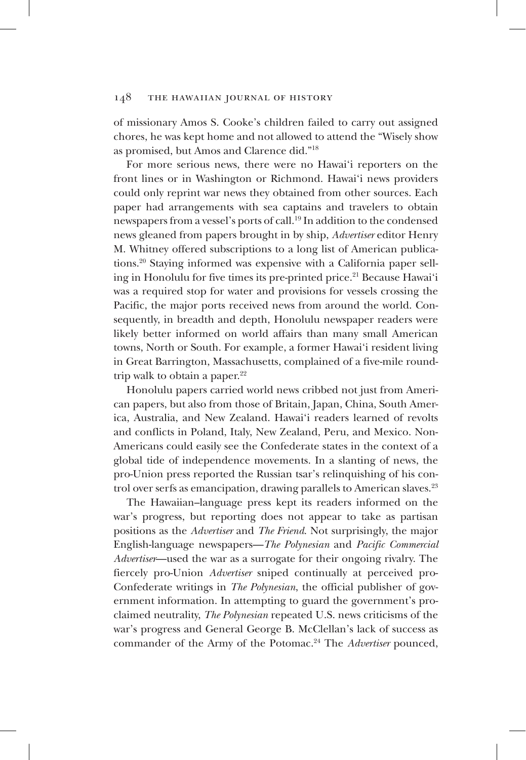of missionary Amos S. Cooke's children failed to carry out assigned chores, he was kept home and not allowed to attend the "Wisely show as promised, but Amos and Clarence did."[18]

For more serious news, there were no Hawai'i reporters on the front lines or in Washington or Richmond. Hawai'i news providers could only reprint war news they obtained from other sources. Each paper had arrangements with sea captains and travelers to obtain newspapers from a vessel's ports of call.[19] In addition to the condensed news gleaned from papers brought in by ship, *Advertiser* editor Henry M. Whitney offered subscriptions to a long list of American publications.[20] Staying informed was expensive with a California paper selling in Honolulu for five times its pre-printed price.[21] Because Hawai'i was a required stop for water and provisions for vessels crossing the Pacific, the major ports received news from around the world. Consequently, in breadth and depth, Honolulu newspaper readers were likely better informed on world affairs than many small American towns, North or South. For example, a former Hawai'i resident living in Great Barrington, Massachusetts, complained of a five-mile round-trip walk to obtain a paper.[22]

Honolulu papers carried world news cribbed not just from American papers, but also from those of Britain, Japan, China, South America, Australia, and New Zealand. Hawai'i readers learned of revolts and conflicts in Poland, Italy, New Zealand, Peru, and Mexico. Non-Americans could easily see the Confederate states in the context of a global tide of independence movements. In a slanting of news, the pro-Union press reported the Russian tsar's relinquishing of his control over serfs as emancipation, drawing parallels to American slaves.[23]

The Hawaiian–language press kept its readers informed on the war's progress, but reporting does not appear to take as partisan positions as the *Advertiser* and *The Friend*. Not surprisingly, the major English-language newspapers—*The Polynesian* and *Pacific Commercial Advertiser*—used the war as a surrogate for their ongoing rivalry. The fiercely pro-Union *Advertiser* sniped continually at perceived pro-Confederate writings in *The Polynesian*, the official publisher of government information. In attempting to guard the government's proclaimed neutrality, *The Polynesian* repeated U.S. news criticisms of the war's progress and General George B. McClellan's lack of success as commander of the Army of the Potomac.[24] The *Advertiser* pounced,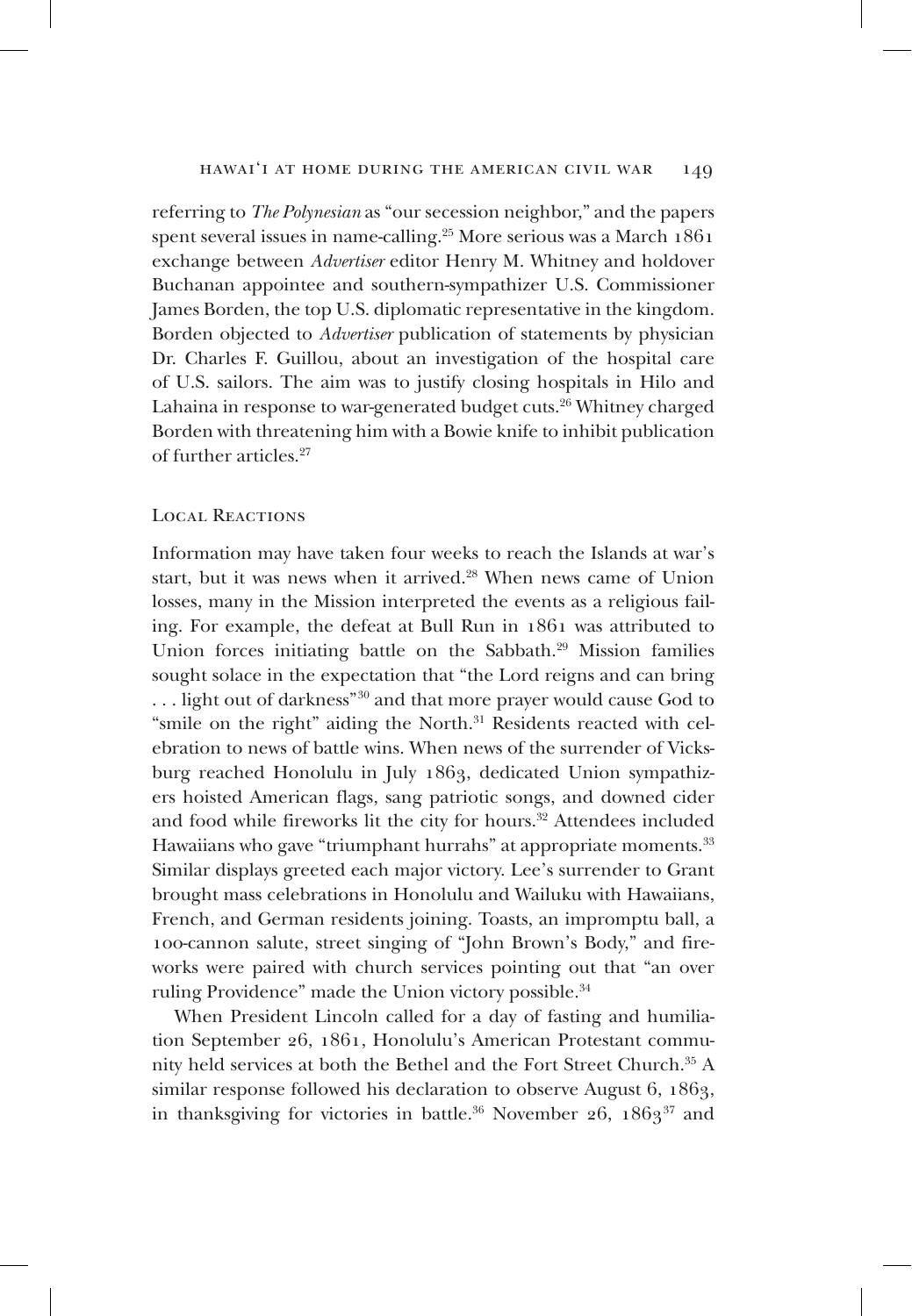referring to *The Polynesian* as "our secession neighbor," and the papers spent several issues in name-calling.[25] More serious was a March 1861 exchange between *Advertiser* editor Henry M. Whitney and holdover Buchanan appointee and southern-sympathizer U.S. Commissioner James Borden, the top U.S. diplomatic representative in the kingdom. Borden objected to *Advertiser* publication of statements by physician Dr. Charles F. Guillou, about an investigation of the hospital care of U.S. sailors. The aim was to justify closing hospitals in Hilo and Lahaina in response to war-generated budget cuts.[26] Whitney charged Borden with threatening him with a Bowie knife to inhibit publication of further articles.[27]

## Local Reactions

Information may have taken four weeks to reach the Islands at war's start, but it was news when it arrived.[28] When news came of Union losses, many in the Mission interpreted the events as a religious failing. For example, the defeat at Bull Run in 1861 was attributed to Union forces initiating battle on the Sabbath.[29] Mission families sought solace in the expectation that "the Lord reigns and can bring . . . light out of darkness"[30] and that more prayer would cause God to "smile on the right" aiding the North.[31] Residents reacted with celebration to news of battle wins. When news of the surrender of Vicksburg reached Honolulu in July 1863, dedicated Union sympathizers hoisted American flags, sang patriotic songs, and downed cider and food while fireworks lit the city for hours.[32] Attendees included Hawaiians who gave "triumphant hurrahs" at appropriate moments.[33] Similar displays greeted each major victory. Lee's surrender to Grant brought mass celebrations in Honolulu and Wailuku with Hawaiians, French, and German residents joining. Toasts, an impromptu ball, a 100-cannon salute, street singing of "John Brown's Body," and fireworks were paired with church services pointing out that "an over ruling Providence" made the Union victory possible.[34]

When President Lincoln called for a day of fasting and humiliation September 26, 1861, Honolulu's American Protestant community held services at both the Bethel and the Fort Street Church.[35] A similar response followed his declaration to observe August 6, 1863, in thanksgiving for victories in battle.[36] November 26, 1863[37] and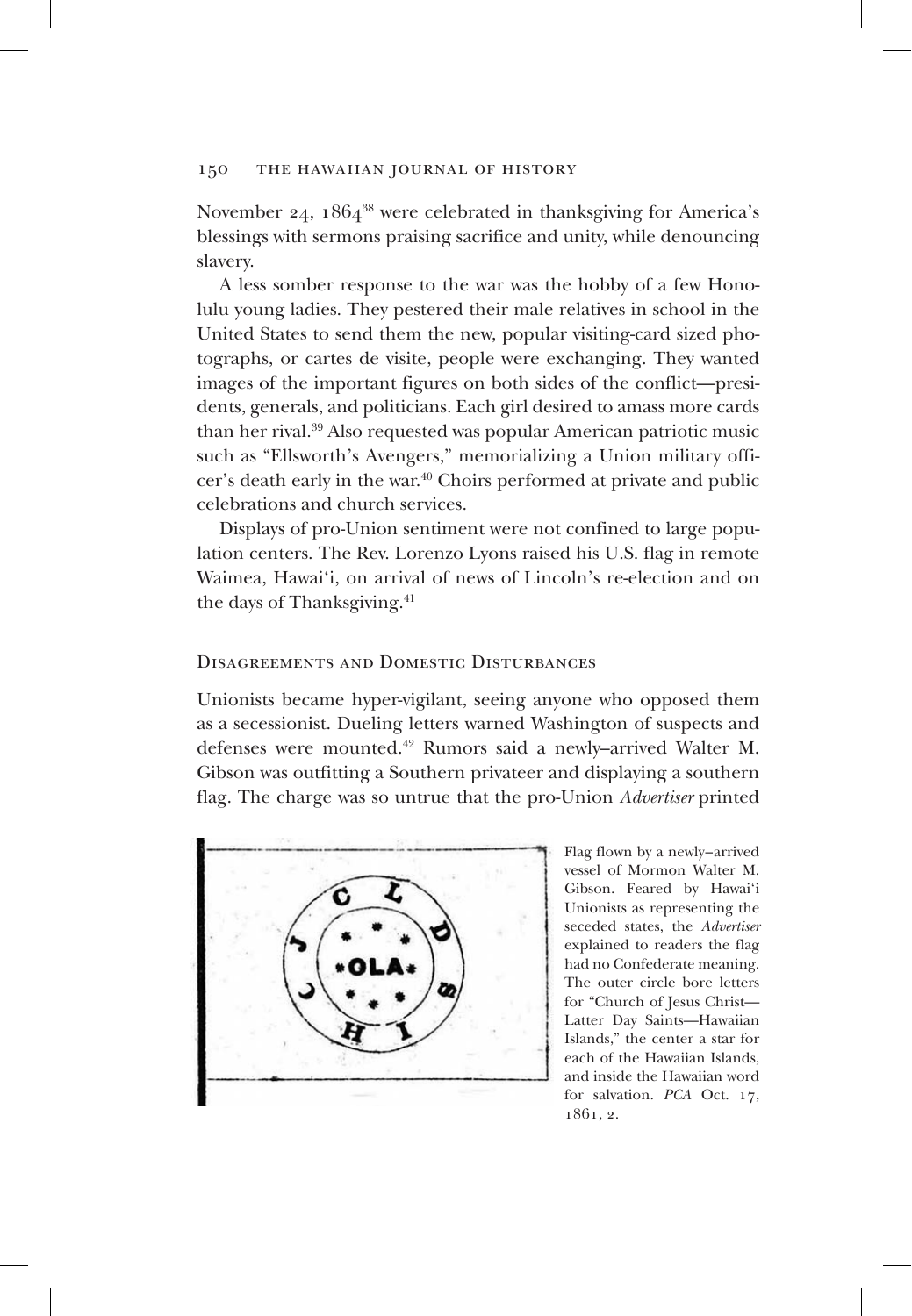November 24, 1864[38] were celebrated in thanksgiving for America's blessings with sermons praising sacrifice and unity, while denouncing slavery.

A less somber response to the war was the hobby of a few Honolulu young ladies. They pestered their male relatives in school in the United States to send them the new, popular visiting-card sized photographs, or cartes de visite, people were exchanging. They wanted images of the important figures on both sides of the conflict—presidents, generals, and politicians. Each girl desired to amass more cards than her rival.[39] Also requested was popular American patriotic music such as "Ellsworth's Avengers," memorializing a Union military officer's death early in the war.[40] Choirs performed at private and public celebrations and church services.

Displays of pro-Union sentiment were not confined to large population centers. The Rev. Lorenzo Lyons raised his U.S. flag in remote Waimea, Hawai'i, on arrival of news of Lincoln's re-election and on the days of Thanksgiving.[41]

## Disagreements and Domestic Disturbances

Unionists became hyper-vigilant, seeing anyone who opposed them as a secessionist. Dueling letters warned Washington of suspects and defenses were mounted.[42] Rumors said a newly–arrived Walter M. Gibson was outfitting a Southern privateer and displaying a southern flag. The charge was so untrue that the pro-Union *Advertiser* printed

Flag flown by a newly–arrived vessel of Mormon Walter M. Gibson. Feared by Hawai'i Unionists as representing the seceded states, the *Advertiser* explained to readers the flag had no Confederate meaning. The outer circle bore letters for "Church of Jesus Christ—Latter Day Saints—Hawaiian Islands," the center a star for each of the Hawaiian Islands, and inside the Hawaiian word for salvation. *PCA* Oct. 17, 1861, 2.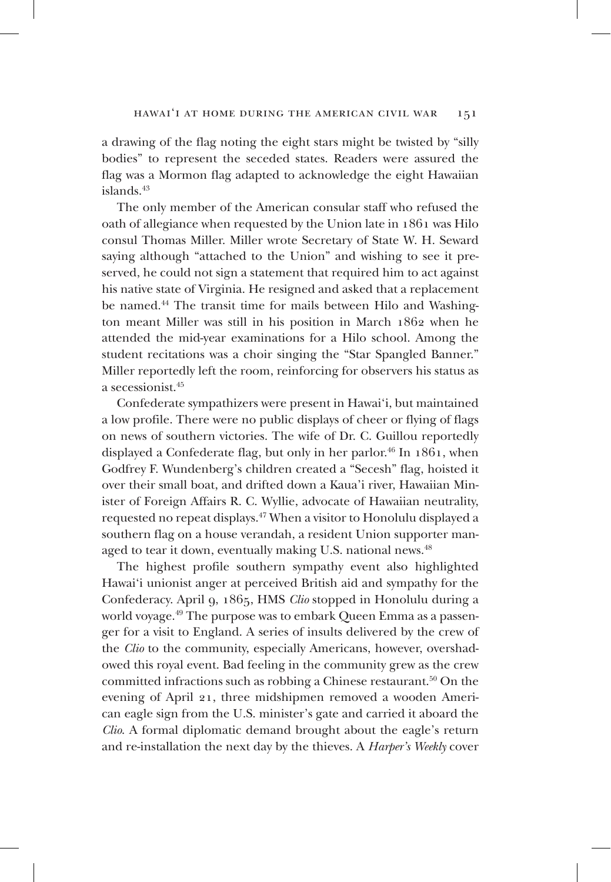a drawing of the flag noting the eight stars might be twisted by "silly bodies" to represent the seceded states. Readers were assured the flag was a Mormon flag adapted to acknowledge the eight Hawaiian islands.[43]

The only member of the American consular staff who refused the oath of allegiance when requested by the Union late in 1861 was Hilo consul Thomas Miller. Miller wrote Secretary of State W. H. Seward saying although "attached to the Union" and wishing to see it preserved, he could not sign a statement that required him to act against his native state of Virginia. He resigned and asked that a replacement be named.[44] The transit time for mails between Hilo and Washington meant Miller was still in his position in March 1862 when he attended the mid-year examinations for a Hilo school. Among the student recitations was a choir singing the "Star Spangled Banner." Miller reportedly left the room, reinforcing for observers his status as a secessionist.[45]

Confederate sympathizers were present in Hawai'i, but maintained a low profile. There were no public displays of cheer or flying of flags on news of southern victories. The wife of Dr. C. Guillou reportedly displayed a Confederate flag, but only in her parlor.[46] In 1861, when Godfrey F. Wundenberg's children created a "Secesh" flag, hoisted it over their small boat, and drifted down a Kaua'i river, Hawaiian Minister of Foreign Affairs R. C. Wyllie, advocate of Hawaiian neutrality, requested no repeat displays.[47] When a visitor to Honolulu displayed a southern flag on a house verandah, a resident Union supporter managed to tear it down, eventually making U.S. national news.[48]

The highest profile southern sympathy event also highlighted Hawai'i unionist anger at perceived British aid and sympathy for the Confederacy. April 9, 1865, HMS *Clio* stopped in Honolulu during a world voyage.[49] The purpose was to embark Queen Emma as a passenger for a visit to England. A series of insults delivered by the crew of the *Clio* to the community, especially Americans, however, overshadowed this royal event. Bad feeling in the community grew as the crew committed infractions such as robbing a Chinese restaurant.[50] On the evening of April 21, three midshipmen removed a wooden American eagle sign from the U.S. minister's gate and carried it aboard the *Clio*. A formal diplomatic demand brought about the eagle's return and re-installation the next day by the thieves. A *Harper's Weekly* cover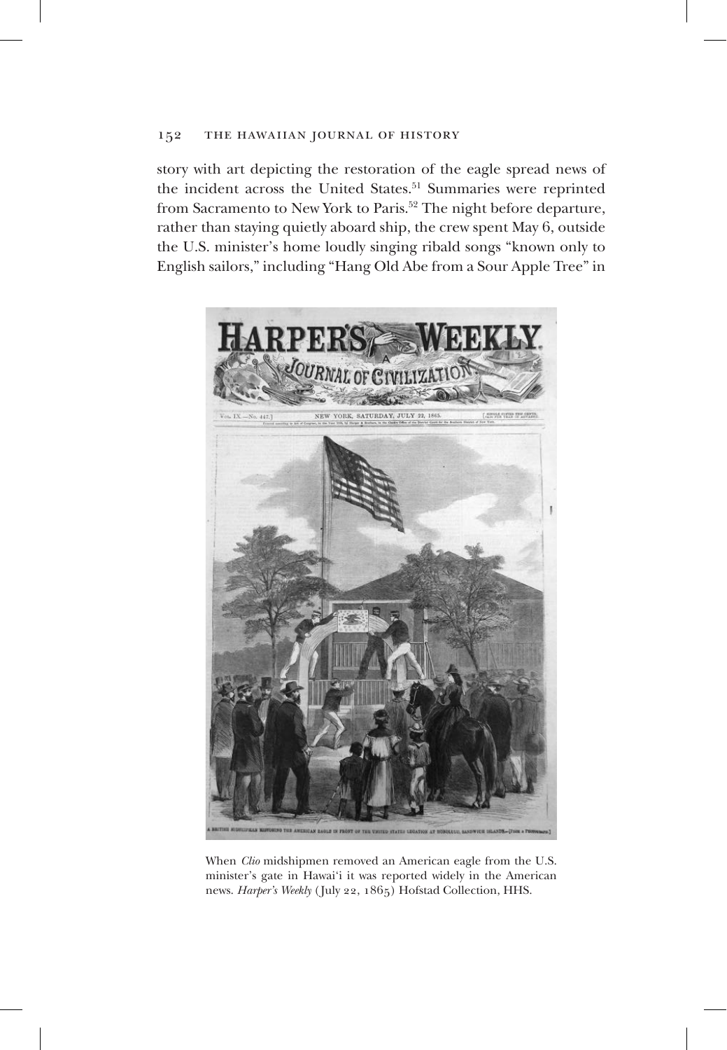story with art depicting the restoration of the eagle spread news of the incident across the United States.[51] Summaries were reprinted from Sacramento to New York to Paris.[52] The night before departure, rather than staying quietly aboard ship, the crew spent May 6, outside the U.S. minister's home loudly singing ribald songs "known only to English sailors," including "Hang Old Abe from a Sour Apple Tree" in

When *Clio* midshipmen removed an American eagle from the U.S. minister's gate in Hawai'i it was reported widely in the American news. *Harper's Weekly* (July 22, 1865) Hofstad Collection, HHS.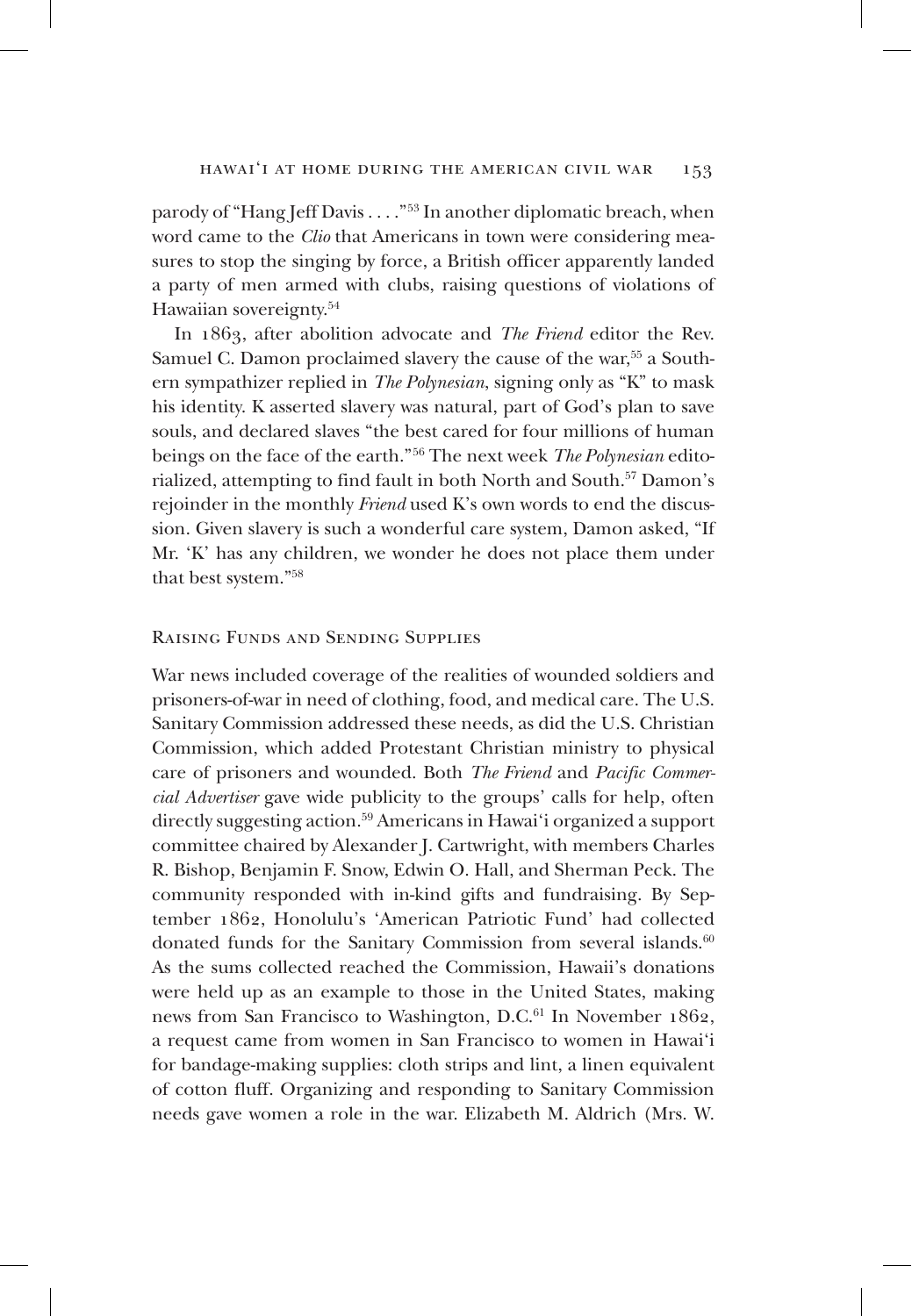parody of "Hang Jeff Davis . . . ."[53] In another diplomatic breach, when word came to the *Clio* that Americans in town were considering measures to stop the singing by force, a British officer apparently landed a party of men armed with clubs, raising questions of violations of Hawaiian sovereignty.[54]

In 1863, after abolition advocate and *The Friend* editor the Rev. Samuel C. Damon proclaimed slavery the cause of the war,[55] a Southern sympathizer replied in *The Polynesian*, signing only as "K" to mask his identity. K asserted slavery was natural, part of God's plan to save souls, and declared slaves "the best cared for four millions of human beings on the face of the earth."[56] The next week *The Polynesian* editorialized, attempting to find fault in both North and South.[57] Damon's rejoinder in the monthly *Friend* used K's own words to end the discussion. Given slavery is such a wonderful care system, Damon asked, "If Mr. 'K' has any children, we wonder he does not place them under that best system."[58]

## Raising Funds and Sending Supplies

War news included coverage of the realities of wounded soldiers and prisoners-of-war in need of clothing, food, and medical care. The U.S. Sanitary Commission addressed these needs, as did the U.S. Christian Commission, which added Protestant Christian ministry to physical care of prisoners and wounded. Both *The Friend* and *Pacific Commercial Advertiser* gave wide publicity to the groups' calls for help, often directly suggesting action.[59] Americans in Hawai'i organized a support committee chaired by Alexander J. Cartwright, with members Charles R. Bishop, Benjamin F. Snow, Edwin O. Hall, and Sherman Peck. The community responded with in-kind gifts and fundraising. By September 1862, Honolulu's 'American Patriotic Fund' had collected donated funds for the Sanitary Commission from several islands.[60] As the sums collected reached the Commission, Hawaii's donations were held up as an example to those in the United States, making news from San Francisco to Washington, D.C.[61] In November 1862, a request came from women in San Francisco to women in Hawai'i for bandage-making supplies: cloth strips and lint, a linen equivalent of cotton fluff. Organizing and responding to Sanitary Commission needs gave women a role in the war. Elizabeth M. Aldrich (Mrs. W.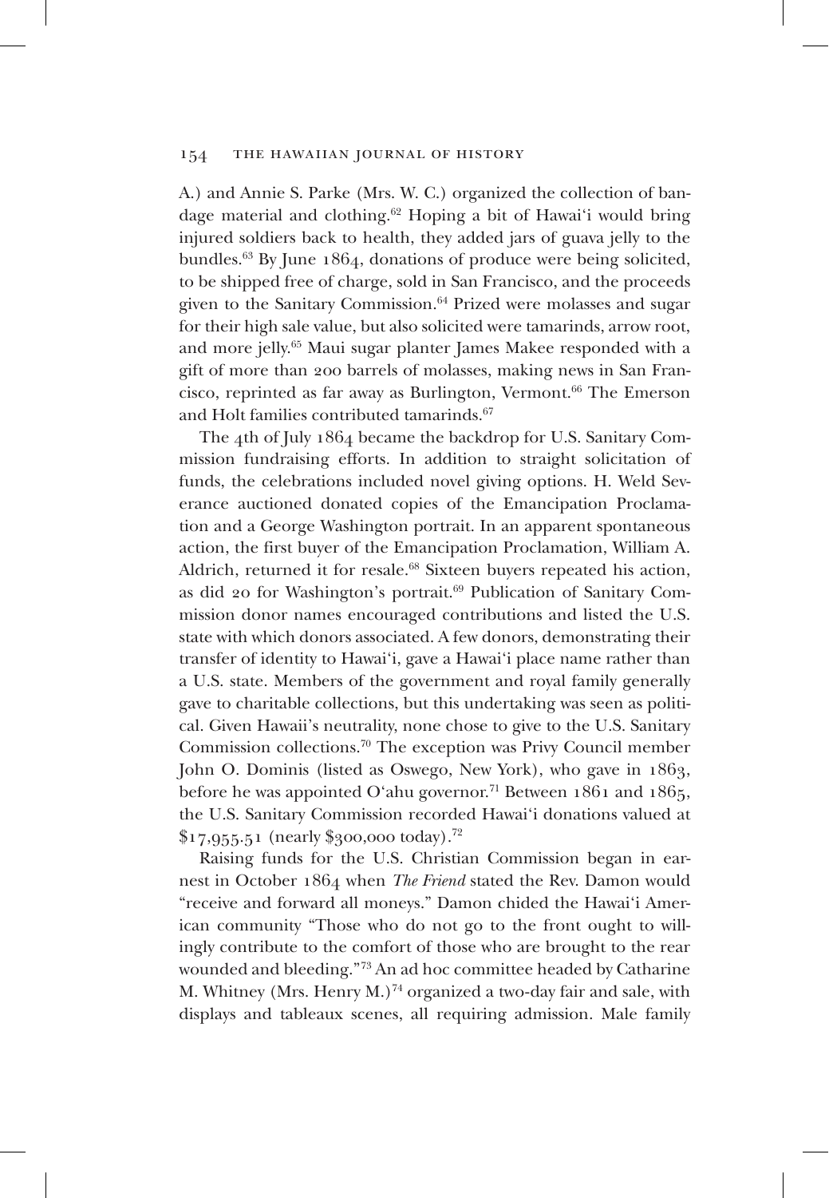A.) and Annie S. Parke (Mrs. W. C.) organized the collection of bandage material and clothing.[62] Hoping a bit of Hawai'i would bring injured soldiers back to health, they added jars of guava jelly to the bundles.[63] By June 1864, donations of produce were being solicited, to be shipped free of charge, sold in San Francisco, and the proceeds given to the Sanitary Commission.[64] Prized were molasses and sugar for their high sale value, but also solicited were tamarinds, arrow root, and more jelly.[65] Maui sugar planter James Makee responded with a gift of more than 200 barrels of molasses, making news in San Francisco, reprinted as far away as Burlington, Vermont.[66] The Emerson and Holt families contributed tamarinds.[67]

The 4th of July 1864 became the backdrop for U.S. Sanitary Commission fundraising efforts. In addition to straight solicitation of funds, the celebrations included novel giving options. H. Weld Severance auctioned donated copies of the Emancipation Proclamation and a George Washington portrait. In an apparent spontaneous action, the first buyer of the Emancipation Proclamation, William A. Aldrich, returned it for resale.[68] Sixteen buyers repeated his action, as did 20 for Washington's portrait.[69] Publication of Sanitary Commission donor names encouraged contributions and listed the U.S. state with which donors associated. A few donors, demonstrating their transfer of identity to Hawai'i, gave a Hawai'i place name rather than a U.S. state. Members of the government and royal family generally gave to charitable collections, but this undertaking was seen as political. Given Hawaii's neutrality, none chose to give to the U.S. Sanitary Commission collections.[70] The exception was Privy Council member John O. Dominis (listed as Oswego, New York), who gave in 1863, before he was appointed O'ahu governor.[71] Between 1861 and 1865, the U.S. Sanitary Commission recorded Hawai'i donations valued at $17,955.51 (nearly $300,000 today).[72]

Raising funds for the U.S. Christian Commission began in earnest in October 1864 when *The Friend* stated the Rev. Damon would "receive and forward all moneys." Damon chided the Hawai'i American community "Those who do not go to the front ought to willingly contribute to the comfort of those who are brought to the rear wounded and bleeding."[73] An ad hoc committee headed by Catharine M. Whitney (Mrs. Henry M.)[74] organized a two-day fair and sale, with displays and tableaux scenes, all requiring admission. Male family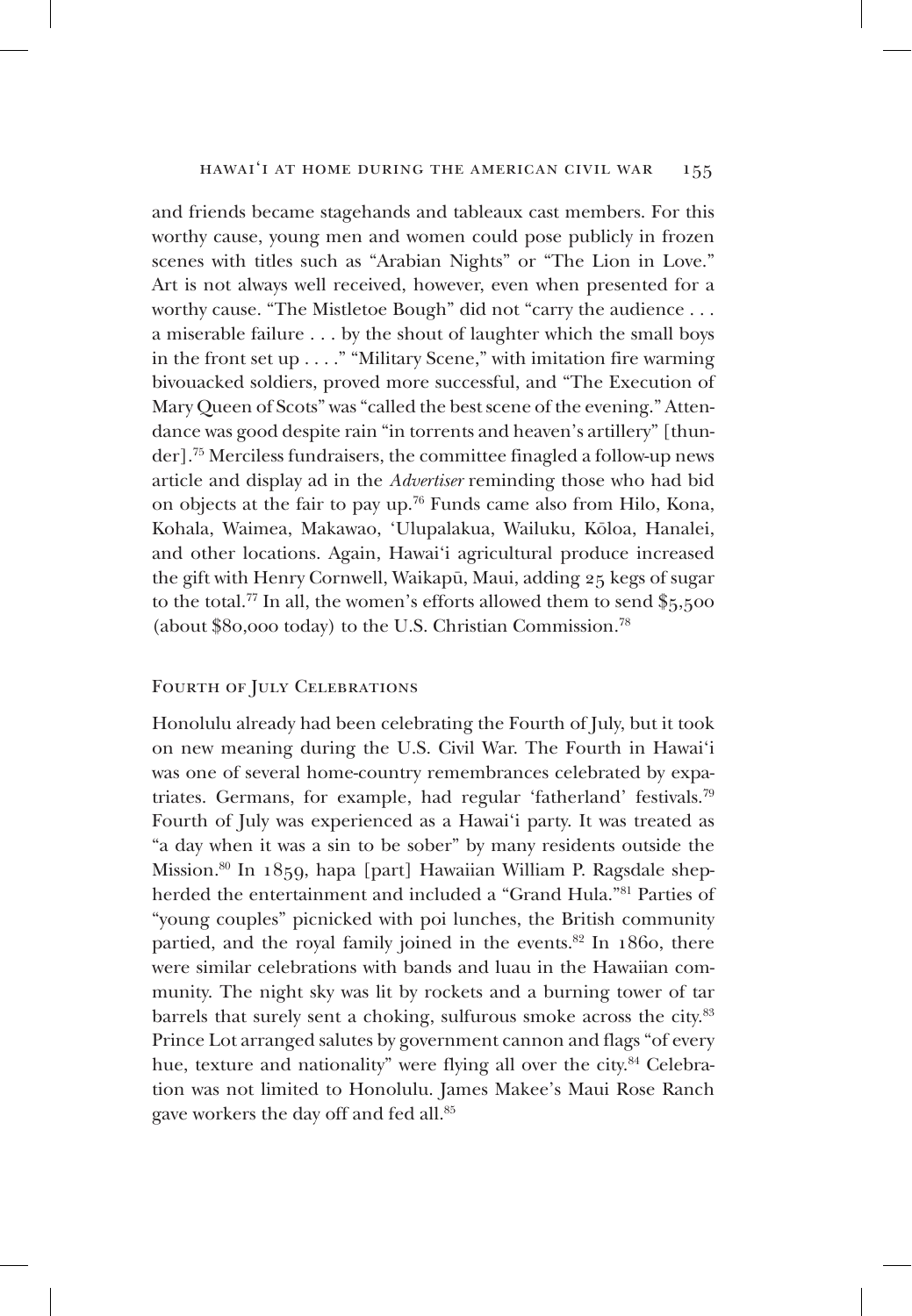and friends became stagehands and tableaux cast members. For this worthy cause, young men and women could pose publicly in frozen scenes with titles such as "Arabian Nights" or "The Lion in Love." Art is not always well received, however, even when presented for a worthy cause. "The Mistletoe Bough" did not "carry the audience . . . a miserable failure . . . by the shout of laughter which the small boys in the front set up . . . ." "Military Scene," with imitation fire warming bivouacked soldiers, proved more successful, and "The Execution of Mary Queen of Scots" was "called the best scene of the evening." Attendance was good despite rain "in torrents and heaven's artillery" [thunder].[75] Merciless fundraisers, the committee finagled a follow-up news article and display ad in the *Advertiser* reminding those who had bid on objects at the fair to pay up.[76] Funds came also from Hilo, Kona, Kohala, Waimea, Makawao, 'Ulupalakua, Wailuku, Kōloa, Hanalei, and other locations. Again, Hawai'i agricultural produce increased the gift with Henry Cornwell, Waikapū, Maui, adding 25 kegs of sugar to the total.[77] In all, the women's efforts allowed them to send $5,500 (about $80,000 today) to the U.S. Christian Commission.[78]

## Fourth of July Celebrations

Honolulu already had been celebrating the Fourth of July, but it took on new meaning during the U.S. Civil War. The Fourth in Hawai'i was one of several home-country remembrances celebrated by expatriates. Germans, for example, had regular 'fatherland' festivals.[79] Fourth of July was experienced as a Hawai'i party. It was treated as "a day when it was a sin to be sober" by many residents outside the Mission.[80] In 1859, hapa [part] Hawaiian William P. Ragsdale shepherded the entertainment and included a "Grand Hula."[81] Parties of "young couples" picnicked with poi lunches, the British community partied, and the royal family joined in the events.[82] In 1860, there were similar celebrations with bands and luau in the Hawaiian community. The night sky was lit by rockets and a burning tower of tar barrels that surely sent a choking, sulfurous smoke across the city.[83] Prince Lot arranged salutes by government cannon and flags "of every hue, texture and nationality" were flying all over the city.[84] Celebration was not limited to Honolulu. James Makee's Maui Rose Ranch gave workers the day off and fed all.[85]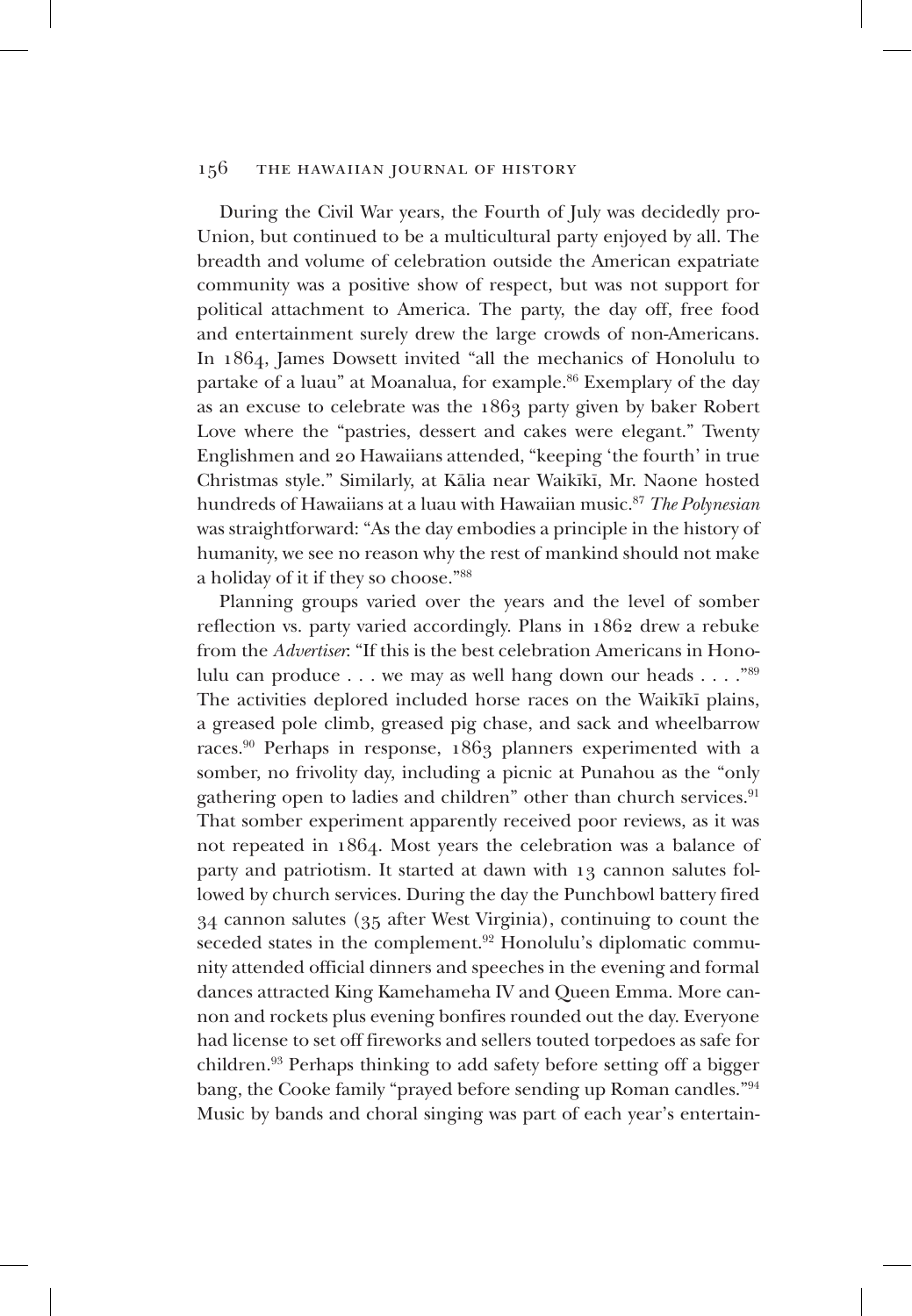During the Civil War years, the Fourth of July was decidedly pro-Union, but continued to be a multicultural party enjoyed by all. The breadth and volume of celebration outside the American expatriate community was a positive show of respect, but was not support for political attachment to America. The party, the day off, free food and entertainment surely drew the large crowds of non-Americans. In 1864, James Dowsett invited "all the mechanics of Honolulu to partake of a luau" at Moanalua, for example.[86] Exemplary of the day as an excuse to celebrate was the 1863 party given by baker Robert Love where the "pastries, dessert and cakes were elegant." Twenty Englishmen and 20 Hawaiians attended, "keeping 'the fourth' in true Christmas style." Similarly, at Kālia near Waikīkī, Mr. Naone hosted hundreds of Hawaiians at a luau with Hawaiian music.[87] *The Polynesian* was straightforward: "As the day embodies a principle in the history of humanity, we see no reason why the rest of mankind should not make a holiday of it if they so choose."[88]

Planning groups varied over the years and the level of somber reflection vs. party varied accordingly. Plans in 1862 drew a rebuke from the *Advertiser*: "If this is the best celebration Americans in Honolulu can produce . . . we may as well hang down our heads . . . ."[89] The activities deplored included horse races on the Waikīkī plains, a greased pole climb, greased pig chase, and sack and wheelbarrow races.[90] Perhaps in response, 1863 planners experimented with a somber, no frivolity day, including a picnic at Punahou as the "only gathering open to ladies and children" other than church services.[91] That somber experiment apparently received poor reviews, as it was not repeated in 1864. Most years the celebration was a balance of party and patriotism. It started at dawn with 13 cannon salutes followed by church services. During the day the Punchbowl battery fired 34 cannon salutes (35 after West Virginia), continuing to count the seceded states in the complement.[92] Honolulu's diplomatic community attended official dinners and speeches in the evening and formal dances attracted King Kamehameha IV and Queen Emma. More cannon and rockets plus evening bonfires rounded out the day. Everyone had license to set off fireworks and sellers touted torpedoes as safe for children.[93] Perhaps thinking to add safety before setting off a bigger bang, the Cooke family "prayed before sending up Roman candles."[94] Music by bands and choral singing was part of each year's entertain-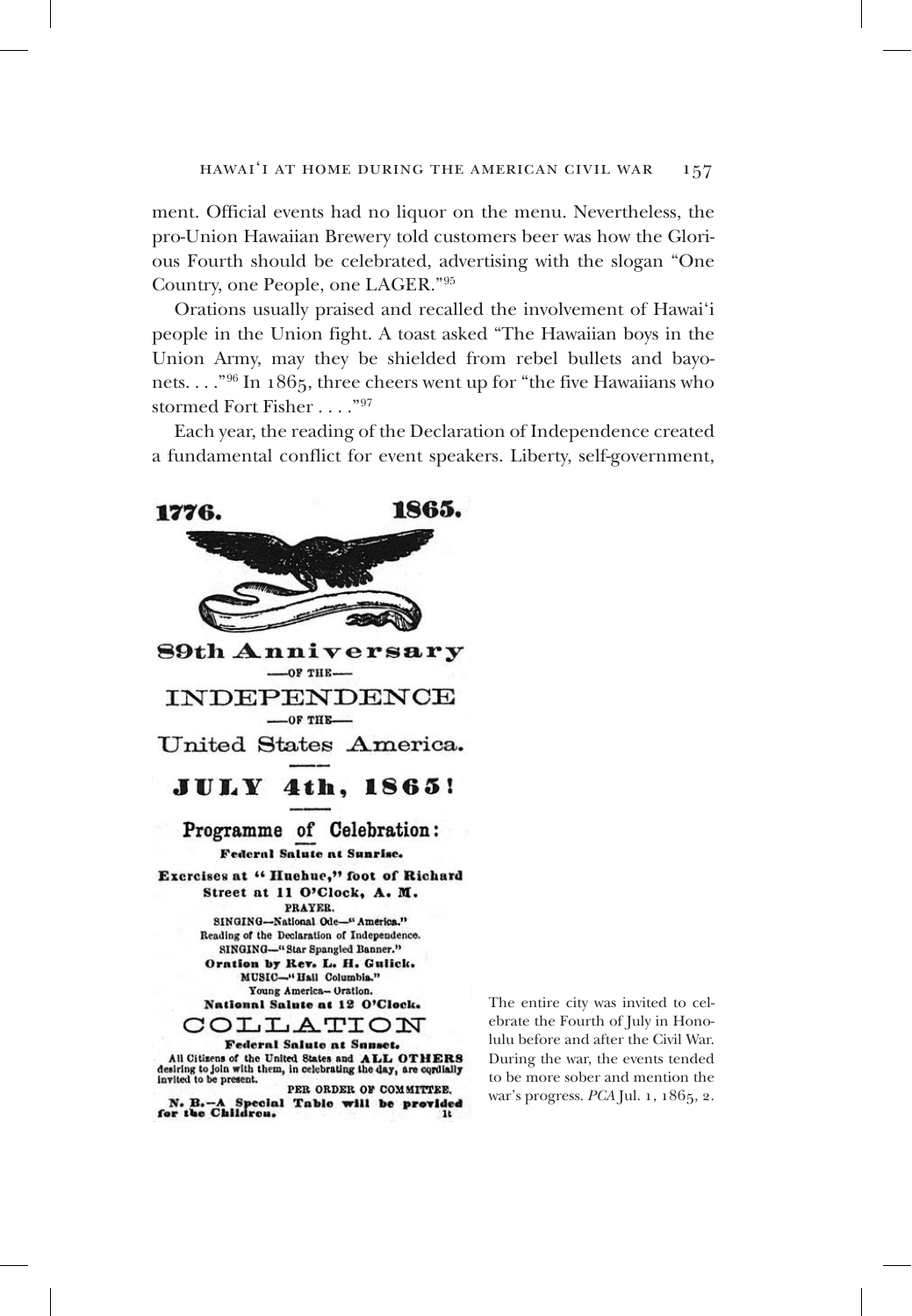ment. Official events had no liquor on the menu. Nevertheless, the pro-Union Hawaiian Brewery told customers beer was how the Glorious Fourth should be celebrated, advertising with the slogan "One Country, one People, one LAGER."[95]

Orations usually praised and recalled the involvement of Hawai'i people in the Union fight. A toast asked "The Hawaiian boys in the Union Army, may they be shielded from rebel bullets and bayonets. . . ."[96] In 1865, three cheers went up for "the five Hawaiians who stormed Fort Fisher . . . ."[97]

Each year, the reading of the Declaration of Independence created a fundamental conflict for event speakers. Liberty, self-government,

**1776. 1865.**

**89th Anniversary**

—OF THE—

**INDEPENDENCE**

—OF THE—

**United States America.**

**JULY 4th, 1865!**

**Programme of Celebration:**

**Federal Salute at Sunrise.**

**Exercises at "Huehue," foot of Richard Street at 11 O'Clock, A. M.**

PRAYER.

SINGING—National Ode—"America."

Reading of the Declaration of Independence.

SINGING—"Star Spangled Banner."

**Oration by Rev. L. H. Gulick.**

MUSIC—"Hail Columbia."

Young America—Oration.

**National Salute at 12 O'Clock.**

**COLLATION**

**Federal Salute at Sunset.**

All Citizens of the United States and **ALL OTHERS** desiring to join with them, in celebrating the day, are cordially invited to be present.

PER ORDER OF COMMITTEE.

**N. B.—A Special Table will be provided for the Children.**

The entire city was invited to celebrate the Fourth of July in Honolulu before and after the Civil War. During the war, the events tended to be more sober and mention the war's progress. *PCA* Jul. 1, 1865, 2.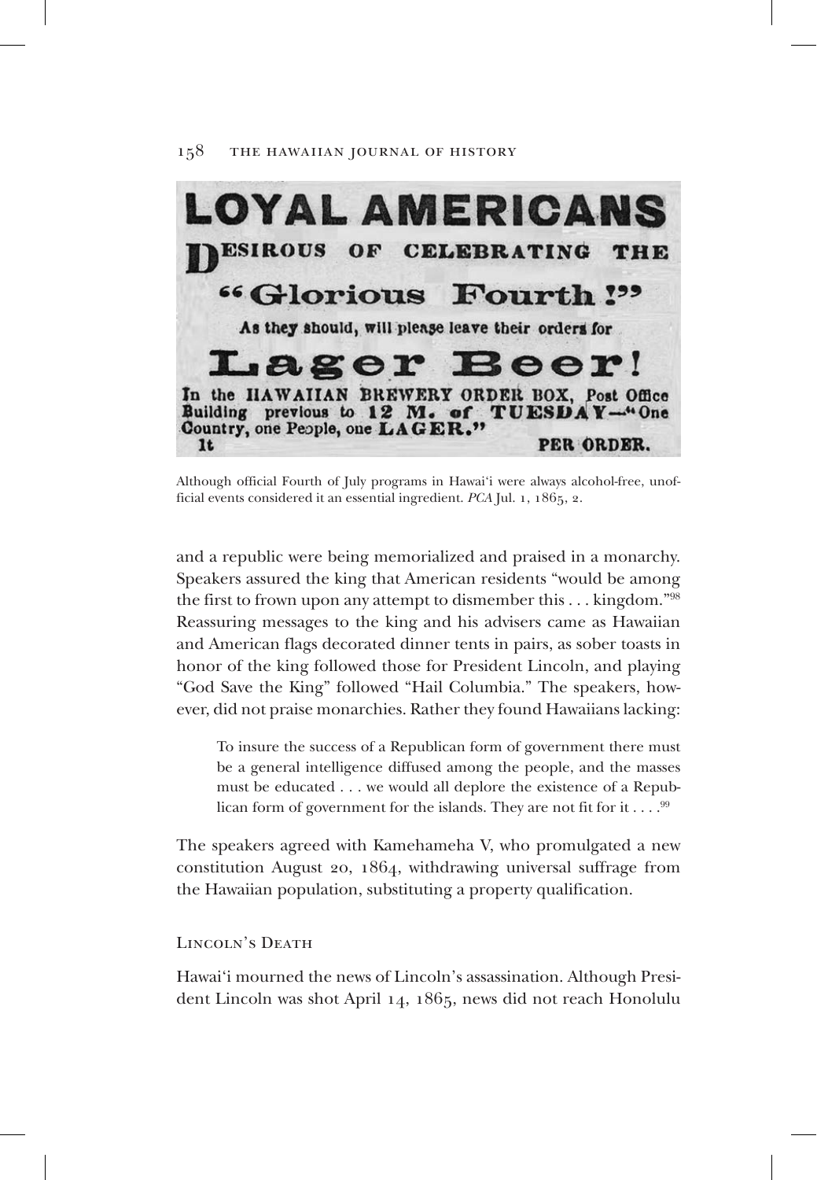LOYAL AMERICANS

DESIROUS OF CELEBRATING THE

"Glorious Fourth!"

As they should, will please leave their orders for

Lager Beer!

In the HAWAIIAN BREWERY ORDER BOX, Post Office Building previous to 12 M. of TUESDAY—"One Country, one People, one LAGER."

1t PER ORDER.

Although official Fourth of July programs in Hawai'i were always alcohol-free, unofficial events considered it an essential ingredient. *PCA* Jul. 1, 1865, 2.

and a republic were being memorialized and praised in a monarchy. Speakers assured the king that American residents "would be among the first to frown upon any attempt to dismember this . . . kingdom."[98] Reassuring messages to the king and his advisers came as Hawaiian and American flags decorated dinner tents in pairs, as sober toasts in honor of the king followed those for President Lincoln, and playing "God Save the King" followed "Hail Columbia." The speakers, however, did not praise monarchies. Rather they found Hawaiians lacking:

> To insure the success of a Republican form of government there must be a general intelligence diffused among the people, and the masses must be educated . . . we would all deplore the existence of a Republican form of government for the islands. They are not fit for it . . . .[99]

The speakers agreed with Kamehameha V, who promulgated a new constitution August 20, 1864, withdrawing universal suffrage from the Hawaiian population, substituting a property qualification.

## Lincoln's Death

Hawai'i mourned the news of Lincoln's assassination. Although President Lincoln was shot April 14, 1865, news did not reach Honolulu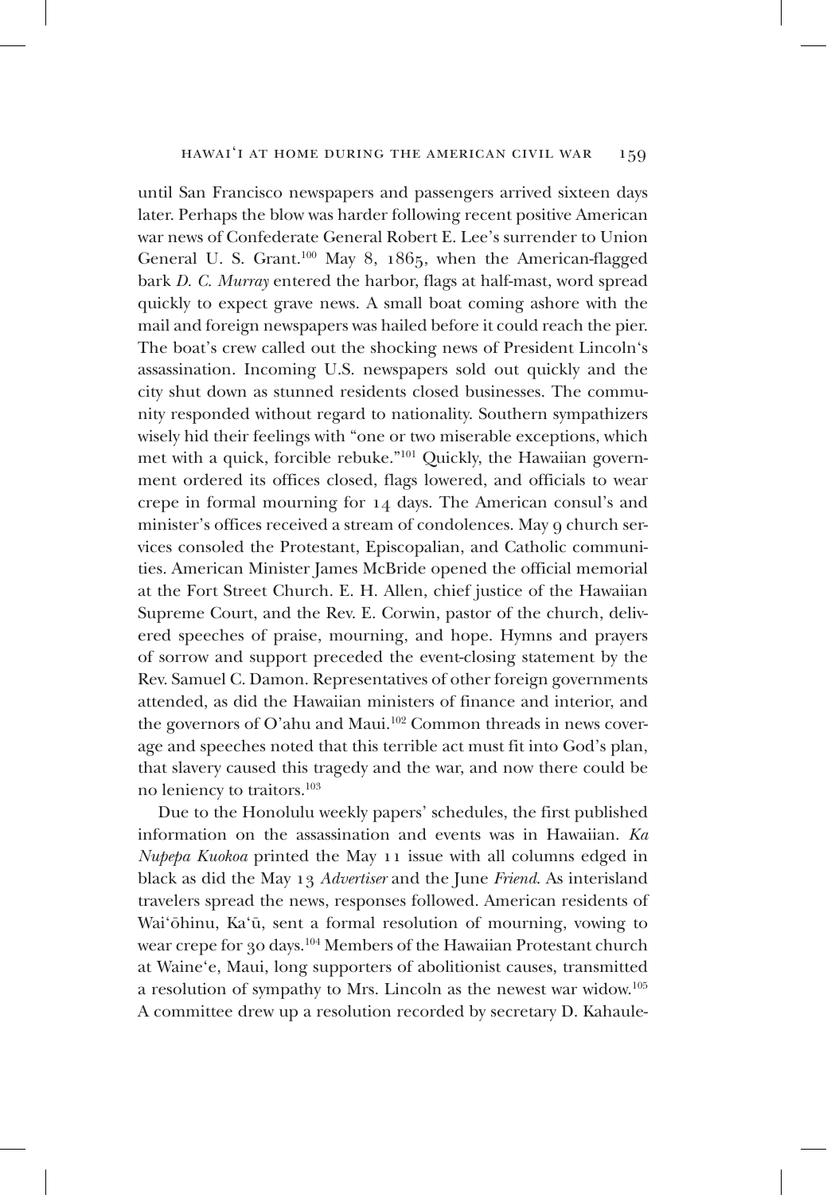until San Francisco newspapers and passengers arrived sixteen days later. Perhaps the blow was harder following recent positive American war news of Confederate General Robert E. Lee's surrender to Union General U. S. Grant.[100] May 8, 1865, when the American-flagged bark *D. C. Murray* entered the harbor, flags at half-mast, word spread quickly to expect grave news. A small boat coming ashore with the mail and foreign newspapers was hailed before it could reach the pier. The boat's crew called out the shocking news of President Lincoln's assassination. Incoming U.S. newspapers sold out quickly and the city shut down as stunned residents closed businesses. The community responded without regard to nationality. Southern sympathizers wisely hid their feelings with "one or two miserable exceptions, which met with a quick, forcible rebuke."[101] Quickly, the Hawaiian government ordered its offices closed, flags lowered, and officials to wear crepe in formal mourning for 14 days. The American consul's and minister's offices received a stream of condolences. May 9 church services consoled the Protestant, Episcopalian, and Catholic communities. American Minister James McBride opened the official memorial at the Fort Street Church. E. H. Allen, chief justice of the Hawaiian Supreme Court, and the Rev. E. Corwin, pastor of the church, delivered speeches of praise, mourning, and hope. Hymns and prayers of sorrow and support preceded the event-closing statement by the Rev. Samuel C. Damon. Representatives of other foreign governments attended, as did the Hawaiian ministers of finance and interior, and the governors of O'ahu and Maui.[102] Common threads in news coverage and speeches noted that this terrible act must fit into God's plan, that slavery caused this tragedy and the war, and now there could be no leniency to traitors.[103]

Due to the Honolulu weekly papers' schedules, the first published information on the assassination and events was in Hawaiian. *Ka Nupepa Kuokoa* printed the May 11 issue with all columns edged in black as did the May 13 *Advertiser* and the June *Friend*. As interisland travelers spread the news, responses followed. American residents of Wai'ōhinu, Ka'ū, sent a formal resolution of mourning, vowing to wear crepe for 30 days.[104] Members of the Hawaiian Protestant church at Waine'e, Maui, long supporters of abolitionist causes, transmitted a resolution of sympathy to Mrs. Lincoln as the newest war widow.[105] A committee drew up a resolution recorded by secretary D. Kahaule-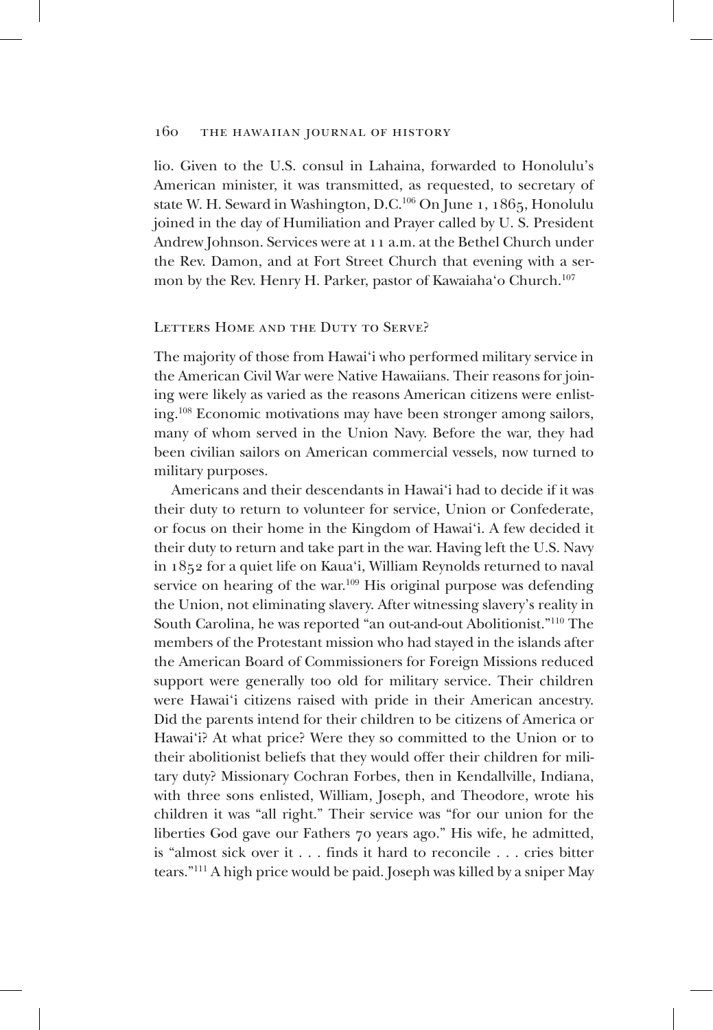lio. Given to the U.S. consul in Lahaina, forwarded to Honolulu's American minister, it was transmitted, as requested, to secretary of state W. H. Seward in Washington, D.C.[106] On June 1, 1865, Honolulu joined in the day of Humiliation and Prayer called by U. S. President Andrew Johnson. Services were at 11 a.m. at the Bethel Church under the Rev. Damon, and at Fort Street Church that evening with a sermon by the Rev. Henry H. Parker, pastor of Kawaiahaʻo Church.[107]

## Letters Home and the Duty to Serve?

The majority of those from Hawaiʻi who performed military service in the American Civil War were Native Hawaiians. Their reasons for joining were likely as varied as the reasons American citizens were enlisting.[108] Economic motivations may have been stronger among sailors, many of whom served in the Union Navy. Before the war, they had been civilian sailors on American commercial vessels, now turned to military purposes.

Americans and their descendants in Hawaiʻi had to decide if it was their duty to return to volunteer for service, Union or Confederate, or focus on their home in the Kingdom of Hawaiʻi. A few decided it their duty to return and take part in the war. Having left the U.S. Navy in 1852 for a quiet life on Kauaʻi, William Reynolds returned to naval service on hearing of the war.[109] His original purpose was defending the Union, not eliminating slavery. After witnessing slavery's reality in South Carolina, he was reported "an out-and-out Abolitionist."[110] The members of the Protestant mission who had stayed in the islands after the American Board of Commissioners for Foreign Missions reduced support were generally too old for military service. Their children were Hawaiʻi citizens raised with pride in their American ancestry. Did the parents intend for their children to be citizens of America or Hawaiʻi? At what price? Were they so committed to the Union or to their abolitionist beliefs that they would offer their children for military duty? Missionary Cochran Forbes, then in Kendallville, Indiana, with three sons enlisted, William, Joseph, and Theodore, wrote his children it was "all right." Their service was "for our union for the liberties God gave our Fathers 70 years ago." His wife, he admitted, is "almost sick over it . . . finds it hard to reconcile . . . cries bitter tears."[111] A high price would be paid. Joseph was killed by a sniper May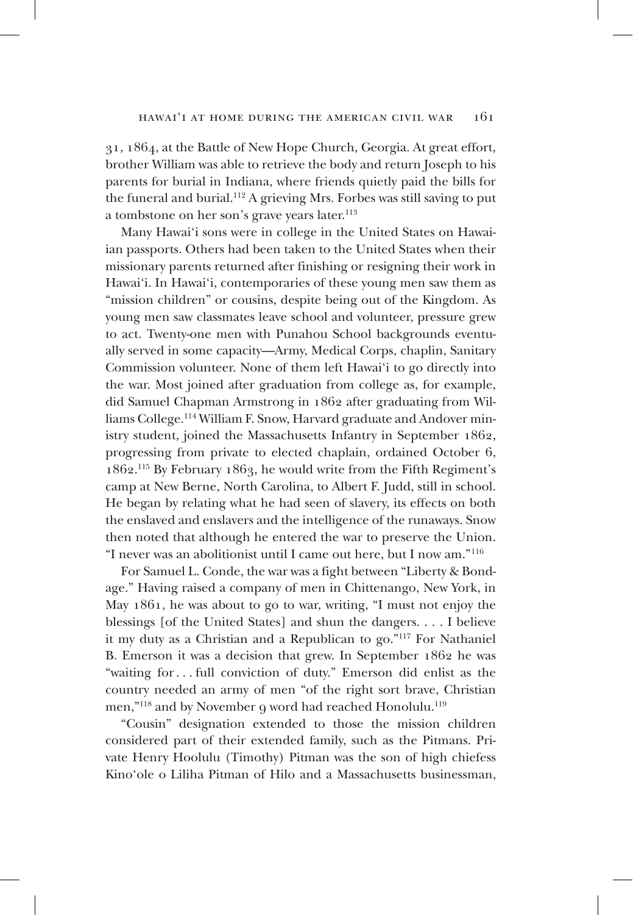31, 1864, at the Battle of New Hope Church, Georgia. At great effort, brother William was able to retrieve the body and return Joseph to his parents for burial in Indiana, where friends quietly paid the bills for the funeral and burial.[112] A grieving Mrs. Forbes was still saving to put a tombstone on her son's grave years later.[113]

Many Hawai'i sons were in college in the United States on Hawaiian passports. Others had been taken to the United States when their missionary parents returned after finishing or resigning their work in Hawai'i. In Hawai'i, contemporaries of these young men saw them as "mission children" or cousins, despite being out of the Kingdom. As young men saw classmates leave school and volunteer, pressure grew to act. Twenty-one men with Punahou School backgrounds eventually served in some capacity—Army, Medical Corps, chaplin, Sanitary Commission volunteer. None of them left Hawai'i to go directly into the war. Most joined after graduation from college as, for example, did Samuel Chapman Armstrong in 1862 after graduating from Williams College.[114] William F. Snow, Harvard graduate and Andover ministry student, joined the Massachusetts Infantry in September 1862, progressing from private to elected chaplain, ordained October 6, 1862.[115] By February 1863, he would write from the Fifth Regiment's camp at New Berne, North Carolina, to Albert F. Judd, still in school. He began by relating what he had seen of slavery, its effects on both the enslaved and enslavers and the intelligence of the runaways. Snow then noted that although he entered the war to preserve the Union. "I never was an abolitionist until I came out here, but I now am."[116]

For Samuel L. Conde, the war was a fight between "Liberty & Bondage." Having raised a company of men in Chittenango, New York, in May 1861, he was about to go to war, writing, "I must not enjoy the blessings [of the United States] and shun the dangers. . . . I believe it my duty as a Christian and a Republican to go."[117] For Nathaniel B. Emerson it was a decision that grew. In September 1862 he was "waiting for . . . full conviction of duty." Emerson did enlist as the country needed an army of men "of the right sort brave, Christian men,"[118] and by November 9 word had reached Honolulu.[119]

"Cousin" designation extended to those the mission children considered part of their extended family, such as the Pitmans. Private Henry Hoolulu (Timothy) Pitman was the son of high chiefess Kino'ole o Liliha Pitman of Hilo and a Massachusetts businessman,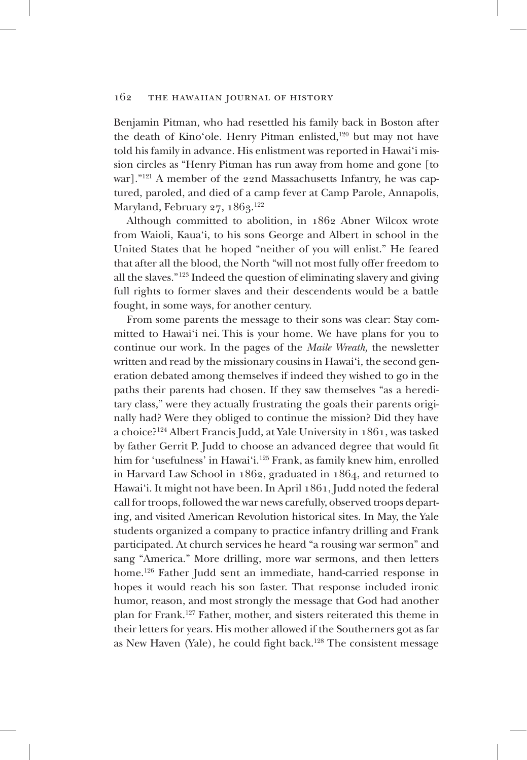Benjamin Pitman, who had resettled his family back in Boston after the death of Kinoʻole. Henry Pitman enlisted,[120] but may not have told his family in advance. His enlistment was reported in Hawaiʻi mission circles as "Henry Pitman has run away from home and gone [to war]."[121] A member of the 22nd Massachusetts Infantry, he was captured, paroled, and died of a camp fever at Camp Parole, Annapolis, Maryland, February 27, 1863.[122]

Although committed to abolition, in 1862 Abner Wilcox wrote from Waioli, Kauaʻi, to his sons George and Albert in school in the United States that he hoped "neither of you will enlist." He feared that after all the blood, the North "will not most fully offer freedom to all the slaves."[123] Indeed the question of eliminating slavery and giving full rights to former slaves and their descendents would be a battle fought, in some ways, for another century.

From some parents the message to their sons was clear: Stay committed to Hawaiʻi nei. This is your home. We have plans for you to continue our work. In the pages of the *Maile Wreath,* the newsletter written and read by the missionary cousins in Hawaiʻi, the second generation debated among themselves if indeed they wished to go in the paths their parents had chosen. If they saw themselves "as a hereditary class," were they actually frustrating the goals their parents originally had? Were they obliged to continue the mission? Did they have a choice?[124] Albert Francis Judd, at Yale University in 1861, was tasked by father Gerrit P. Judd to choose an advanced degree that would fit him for 'usefulness' in Hawaiʻi.[125] Frank, as family knew him, enrolled in Harvard Law School in 1862, graduated in 1864, and returned to Hawaiʻi. It might not have been. In April 1861, Judd noted the federal call for troops, followed the war news carefully, observed troops departing, and visited American Revolution historical sites. In May, the Yale students organized a company to practice infantry drilling and Frank participated. At church services he heard "a rousing war sermon" and sang "America." More drilling, more war sermons, and then letters home.[126] Father Judd sent an immediate, hand-carried response in hopes it would reach his son faster. That response included ironic humor, reason, and most strongly the message that God had another plan for Frank.[127] Father, mother, and sisters reiterated this theme in their letters for years. His mother allowed if the Southerners got as far as New Haven (Yale), he could fight back.[128] The consistent message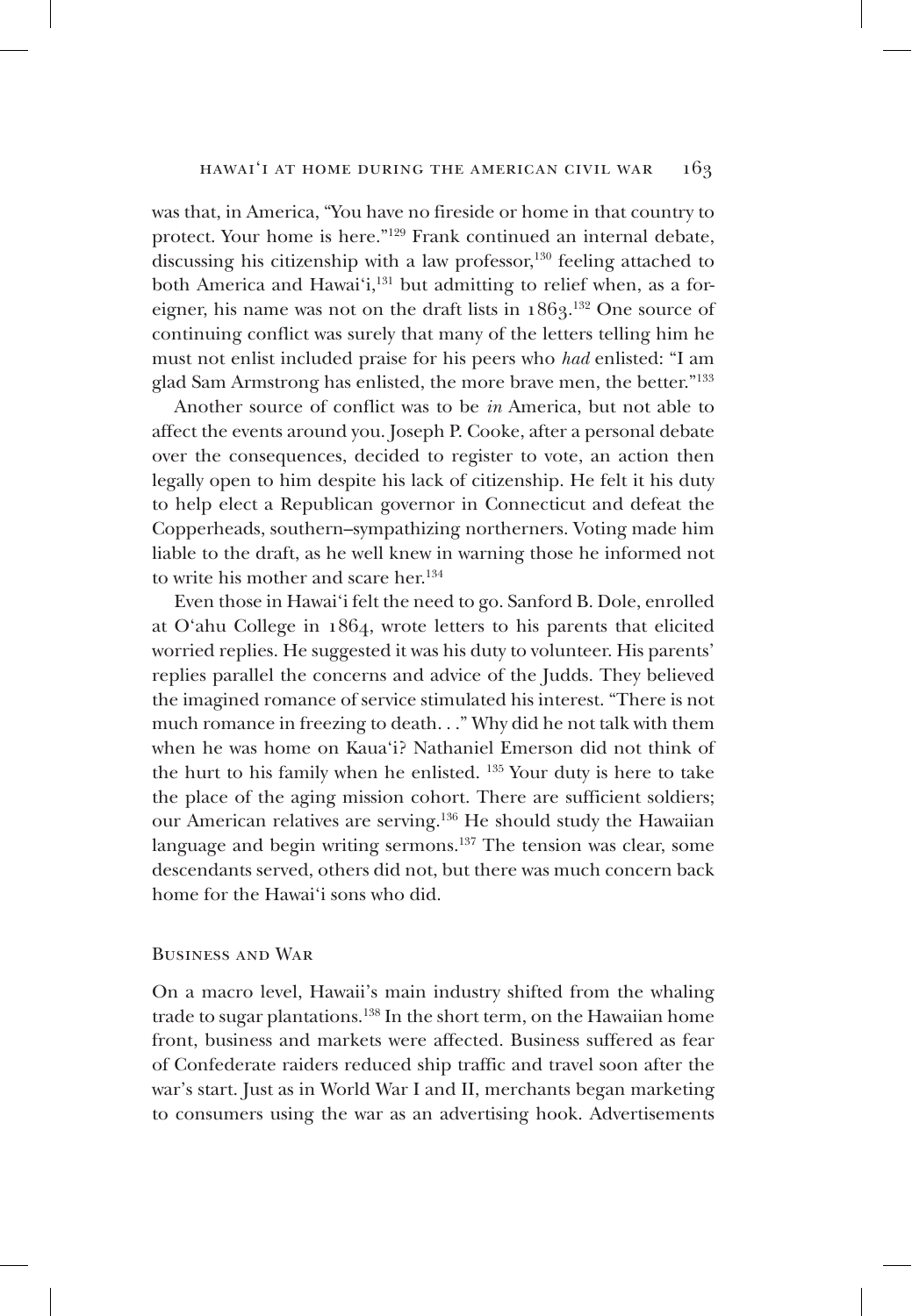was that, in America, "You have no fireside or home in that country to protect. Your home is here."[129] Frank continued an internal debate, discussing his citizenship with a law professor,[130] feeling attached to both America and Hawai'i,[131] but admitting to relief when, as a foreigner, his name was not on the draft lists in 1863.[132] One source of continuing conflict was surely that many of the letters telling him he must not enlist included praise for his peers who *had* enlisted: "I am glad Sam Armstrong has enlisted, the more brave men, the better."[133]

Another source of conflict was to be *in* America, but not able to affect the events around you. Joseph P. Cooke, after a personal debate over the consequences, decided to register to vote, an action then legally open to him despite his lack of citizenship. He felt it his duty to help elect a Republican governor in Connecticut and defeat the Copperheads, southern–sympathizing northerners. Voting made him liable to the draft, as he well knew in warning those he informed not to write his mother and scare her.[134]

Even those in Hawai'i felt the need to go. Sanford B. Dole, enrolled at O'ahu College in 1864, wrote letters to his parents that elicited worried replies. He suggested it was his duty to volunteer. His parents' replies parallel the concerns and advice of the Judds. They believed the imagined romance of service stimulated his interest. "There is not much romance in freezing to death. . ." Why did he not talk with them when he was home on Kaua'i? Nathaniel Emerson did not think of the hurt to his family when he enlisted. [135] Your duty is here to take the place of the aging mission cohort. There are sufficient soldiers; our American relatives are serving.[136] He should study the Hawaiian language and begin writing sermons.[137] The tension was clear, some descendants served, others did not, but there was much concern back home for the Hawai'i sons who did.

## Business and War

On a macro level, Hawaii's main industry shifted from the whaling trade to sugar plantations.[138] In the short term, on the Hawaiian home front, business and markets were affected. Business suffered as fear of Confederate raiders reduced ship traffic and travel soon after the war's start. Just as in World War I and II, merchants began marketing to consumers using the war as an advertising hook. Advertisements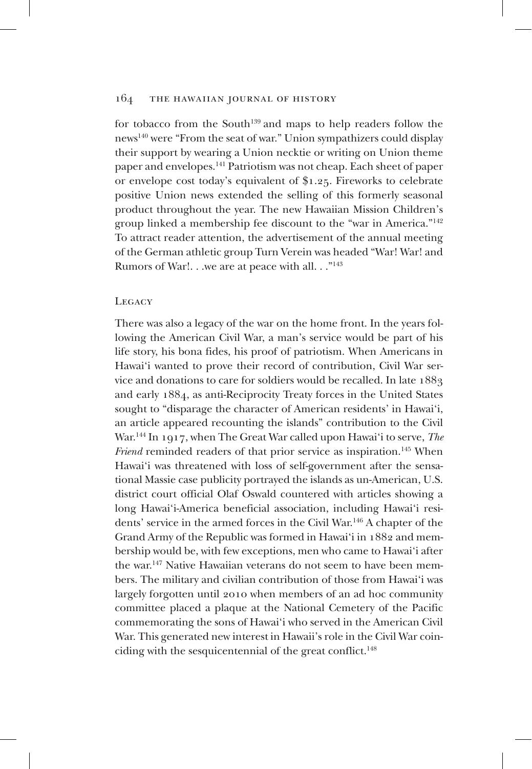for tobacco from the South[139] and maps to help readers follow the news[140] were "From the seat of war." Union sympathizers could display their support by wearing a Union necktie or writing on Union theme paper and envelopes.[141] Patriotism was not cheap. Each sheet of paper or envelope cost today's equivalent of $1.25. Fireworks to celebrate positive Union news extended the selling of this formerly seasonal product throughout the year. The new Hawaiian Mission Children's group linked a membership fee discount to the "war in America."[142] To attract reader attention, the advertisement of the annual meeting of the German athletic group Turn Verein was headed "War! War! and Rumors of War!. . .we are at peace with all. . ."[143]

## Legacy

There was also a legacy of the war on the home front. In the years following the American Civil War, a man's service would be part of his life story, his bona fides, his proof of patriotism. When Americans in Hawai'i wanted to prove their record of contribution, Civil War service and donations to care for soldiers would be recalled. In late 1883 and early 1884, as anti-Reciprocity Treaty forces in the United States sought to "disparage the character of American residents' in Hawai'i, an article appeared recounting the islands" contribution to the Civil War.[144] In 1917, when The Great War called upon Hawai'i to serve, *The Friend* reminded readers of that prior service as inspiration.[145] When Hawai'i was threatened with loss of self-government after the sensational Massie case publicity portrayed the islands as un-American, U.S. district court official Olaf Oswald countered with articles showing a long Hawai'i-America beneficial association, including Hawai'i residents' service in the armed forces in the Civil War.[146] A chapter of the Grand Army of the Republic was formed in Hawai'i in 1882 and membership would be, with few exceptions, men who came to Hawai'i after the war.[147] Native Hawaiian veterans do not seem to have been members. The military and civilian contribution of those from Hawai'i was largely forgotten until 2010 when members of an ad hoc community committee placed a plaque at the National Cemetery of the Pacific commemorating the sons of Hawai'i who served in the American Civil War. This generated new interest in Hawaii's role in the Civil War coinciding with the sesquicentennial of the great conflict.[148]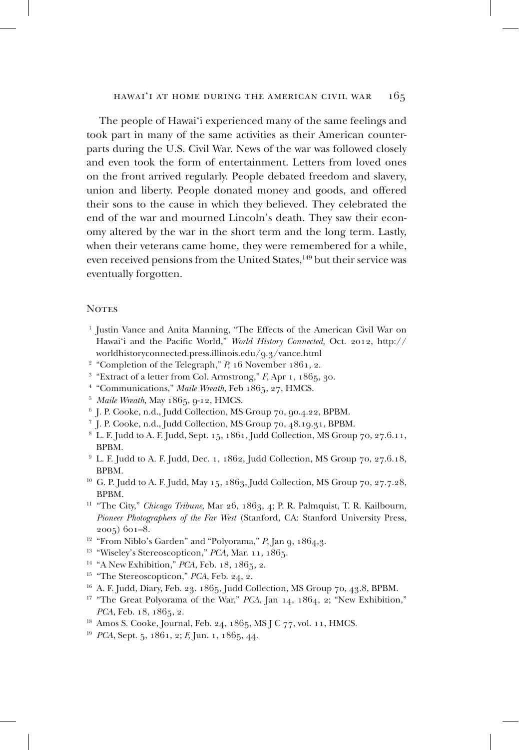The people of Hawai'i experienced many of the same feelings and took part in many of the same activities as their American counterparts during the U.S. Civil War. News of the war was followed closely and even took the form of entertainment. Letters from loved ones on the front arrived regularly. People debated freedom and slavery, union and liberty. People donated money and goods, and offered their sons to the cause in which they believed. They celebrated the end of the war and mourned Lincoln's death. They saw their economy altered by the war in the short term and the long term. Lastly, when their veterans came home, they were remembered for a while, even received pensions from the United States,[149] but their service was eventually forgotten.

## Notes

1. Justin Vance and Anita Manning, "The Effects of the American Civil War on Hawai'i and the Pacific World," *World History Connected,* Oct. 2012, http://worldhistoryconnected.press.illinois.edu/9.3/vance.html
2. "Completion of the Telegraph," *P,* 16 November 1861, 2.
3. "Extract of a letter from Col. Armstrong," *F*, Apr 1, 1865, 30.
4. "Communications," *Maile Wreath*, Feb 1865, 27, HMCS.
5. *Maile Wreath*, May 1865, 9-12, HMCS.
6. J. P. Cooke, n.d., Judd Collection, MS Group 70, 90.4.22, BPBM.
7. J. P. Cooke, n.d., Judd Collection, MS Group 70, 48.19.31, BPBM.
8. L. F. Judd to A. F. Judd, Sept. 15, 1861, Judd Collection, MS Group 70, 27.6.11, BPBM.
9. L. F. Judd to A. F. Judd, Dec. 1, 1862, Judd Collection, MS Group 70, 27.6.18, BPBM.
10. G. P. Judd to A. F. Judd, May 15, 1863, Judd Collection, MS Group 70, 27.7.28, BPBM.
11. "The City," *Chicago Tribune*, Mar 26, 1863, 4; P. R. Palmquist, T. R. Kailbourn, *Pioneer Photographers of the Far West* (Stanford, CA: Stanford University Press, 2005) 601–8.
12. "From Niblo's Garden" and "Polyorama," *P*, Jan 9, 1864,3.
13. "Wiseley's Stereoscopticon," *PCA*, Mar. 11, 1865.
14. "A New Exhibition," *PCA*, Feb. 18, 1865, 2.
15. "The Stereoscopticon," *PCA*, Feb. 24, 2.
16. A. F. Judd, Diary, Feb. 23. 1865, Judd Collection, MS Group 70, 43.8, BPBM.
17. "The Great Polyorama of the War," *PCA*, Jan 14, 1864, 2; "New Exhibition," *PCA*, Feb. 18, 1865, 2.
18. Amos S. Cooke, Journal, Feb. 24, 1865, MS J C 77, vol. 11, HMCS.
19. *PCA*, Sept. 5, 1861, 2; *F,* Jun. 1, 1865, 44.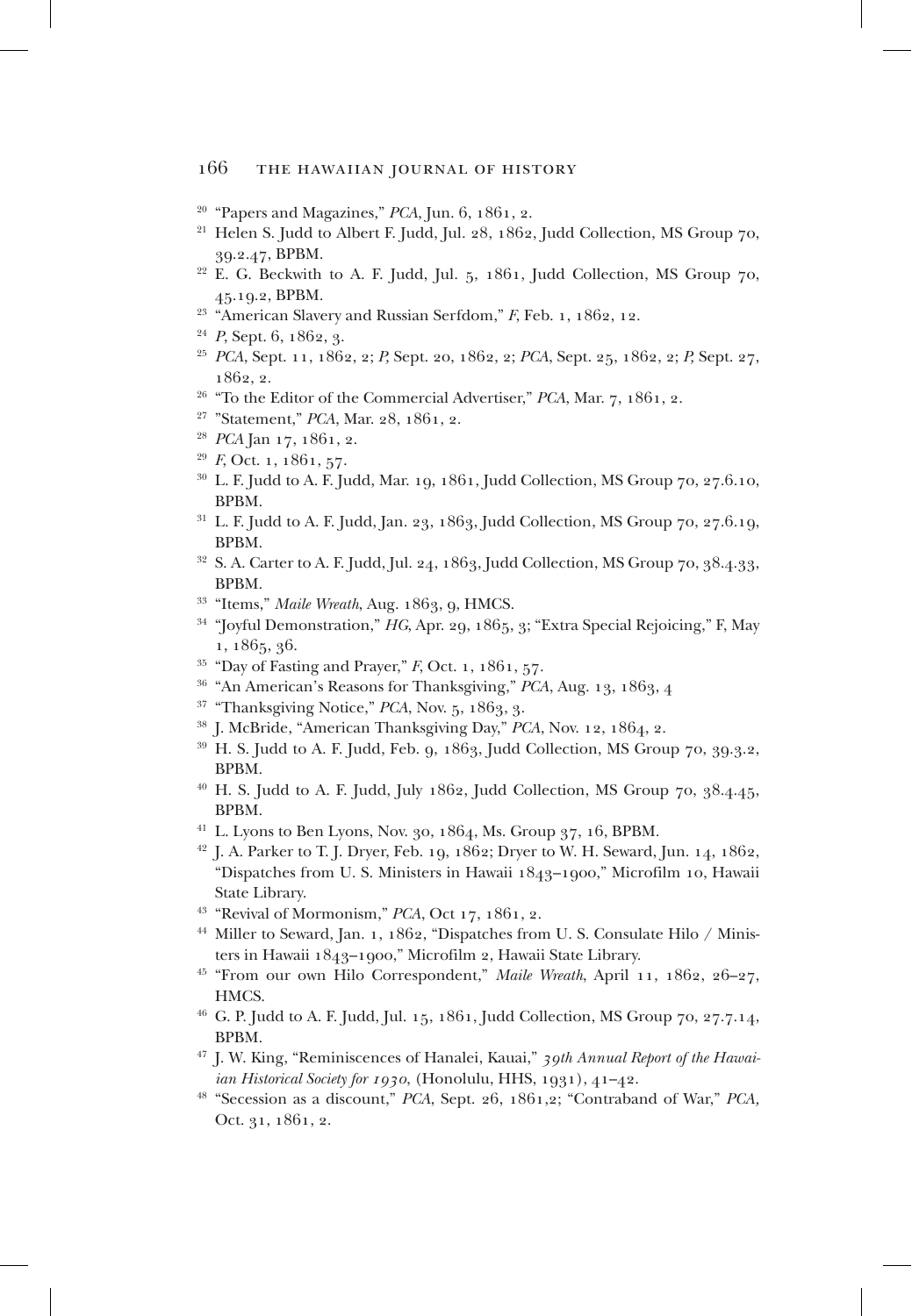[20] "Papers and Magazines," *PCA*, Jun. 6, 1861, 2.

[21] Helen S. Judd to Albert F. Judd, Jul. 28, 1862, Judd Collection, MS Group 70, 39.2.47, BPBM.

[22] E. G. Beckwith to A. F. Judd, Jul. 5, 1861, Judd Collection, MS Group 70, 45.19.2, BPBM.

[23] "American Slavery and Russian Serfdom," *F*, Feb. 1, 1862, 12.

[24] *P*, Sept. 6, 1862, 3.

[25] *PCA*, Sept. 11, 1862, 2; *P*, Sept. 20, 1862, 2; *PCA*, Sept. 25, 1862, 2; *P*, Sept. 27, 1862, 2.

[26] "To the Editor of the Commercial Advertiser," *PCA*, Mar. 7, 1861, 2.

[27] "Statement," *PCA*, Mar. 28, 1861, 2.

[28] *PCA* Jan 17, 1861, 2.

[29] *F*, Oct. 1, 1861, 57.

[30] L. F. Judd to A. F. Judd, Mar. 19, 1861, Judd Collection, MS Group 70, 27.6.10, BPBM.

[31] L. F. Judd to A. F. Judd, Jan. 23, 1863, Judd Collection, MS Group 70, 27.6.19, BPBM.

[32] S. A. Carter to A. F. Judd, Jul. 24, 1863, Judd Collection, MS Group 70, 38.4.33, BPBM.

[33] "Items," *Maile Wreath*, Aug. 1863, 9, HMCS.

[34] "Joyful Demonstration," *HG*, Apr. 29, 1865, 3; "Extra Special Rejoicing," F, May 1, 1865, 36.

[35] "Day of Fasting and Prayer," *F*, Oct. 1, 1861, 57.

[36] "An American's Reasons for Thanksgiving," *PCA*, Aug. 13, 1863, 4

[37] "Thanksgiving Notice," *PCA*, Nov. 5, 1863, 3.

[38] J. McBride, "American Thanksgiving Day," *PCA*, Nov. 12, 1864, 2.

[39] H. S. Judd to A. F. Judd, Feb. 9, 1863, Judd Collection, MS Group 70, 39.3.2, BPBM.

[40] H. S. Judd to A. F. Judd, July 1862, Judd Collection, MS Group 70, 38.4.45, BPBM.

[41] L. Lyons to Ben Lyons, Nov. 30, 1864, Ms. Group 37, 16, BPBM.

[42] J. A. Parker to T. J. Dryer, Feb. 19, 1862; Dryer to W. H. Seward, Jun. 14, 1862, "Dispatches from U. S. Ministers in Hawaii 1843–1900," Microfilm 10, Hawaii State Library.

[43] "Revival of Mormonism," *PCA*, Oct 17, 1861, 2.

[44] Miller to Seward, Jan. 1, 1862, "Dispatches from U. S. Consulate Hilo / Ministers in Hawaii 1843–1900," Microfilm 2, Hawaii State Library.

[45] "From our own Hilo Correspondent," *Maile Wreath*, April 11, 1862, 26–27, HMCS.

[46] G. P. Judd to A. F. Judd, Jul. 15, 1861, Judd Collection, MS Group 70, 27.7.14, BPBM.

[47] J. W. King, "Reminiscences of Hanalei, Kauai," *39th Annual Report of the Hawaiian Historical Society for 1930*, (Honolulu, HHS, 1931), 41–42.

[48] "Secession as a discount," *PCA*, Sept. 26, 1861,2; "Contraband of War," *PCA*, Oct. 31, 1861, 2.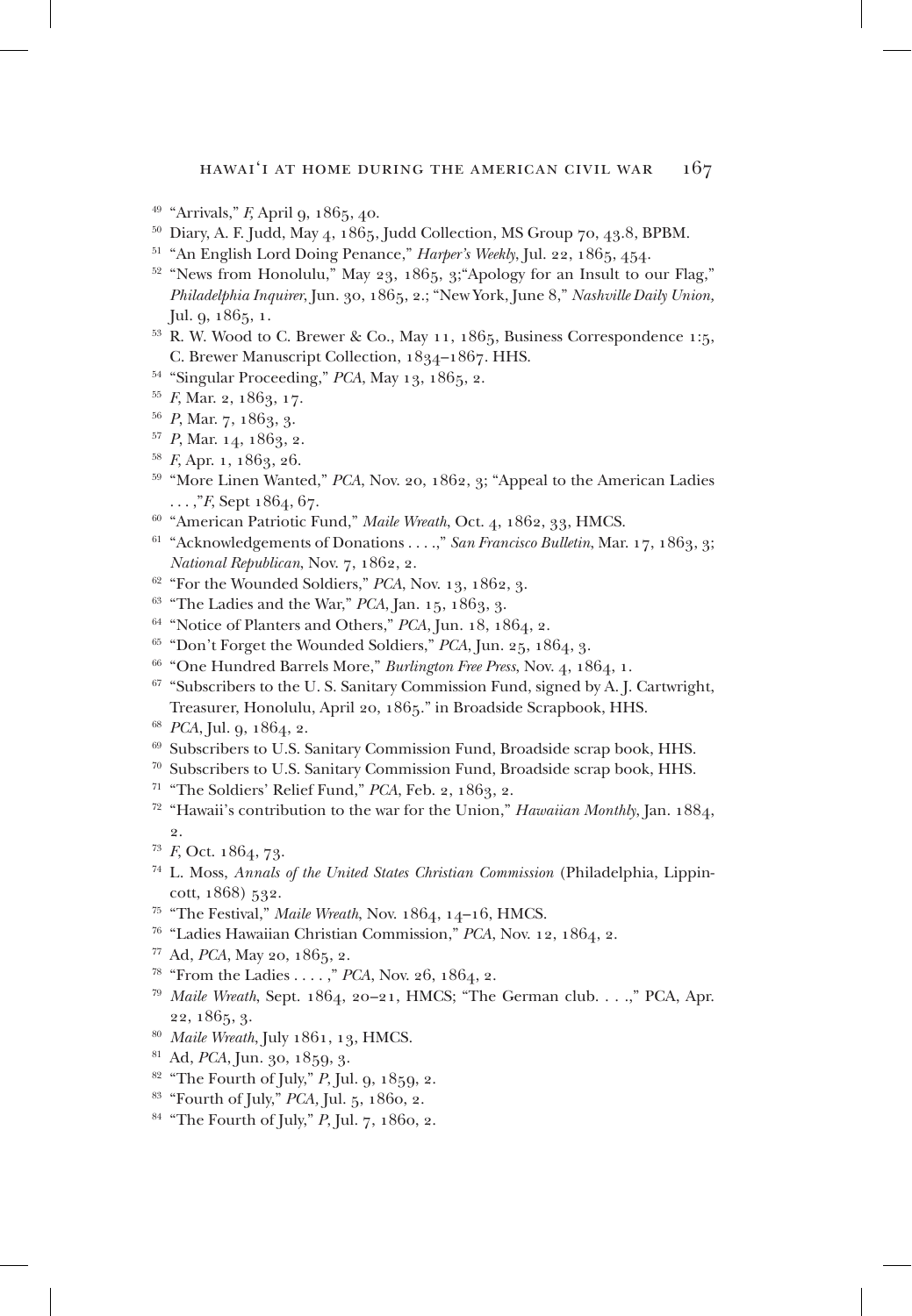[49] "Arrivals," *F,* April 9, 1865, 40.

[50] Diary, A. F. Judd, May 4, 1865, Judd Collection, MS Group 70, 43.8, BPBM.

[51] "An English Lord Doing Penance," *Harper's Weekly*, Jul. 22, 1865, 454.

[52] "News from Honolulu," May 23, 1865, 3;"Apology for an Insult to our Flag," *Philadelphia Inquirer*, Jun. 30, 1865, 2.; "New York, June 8," *Nashville Daily Union,* Jul. 9, 1865, 1.

[53] R. W. Wood to C. Brewer & Co., May 11, 1865, Business Correspondence 1:5, C. Brewer Manuscript Collection, 1834–1867. HHS.

[54] "Singular Proceeding," *PCA*, May 13, 1865, 2.

[55] *F,* Mar. 2, 1863, 17.

[56] *P*, Mar. 7, 1863, 3.

[57] *P*, Mar. 14, 1863, 2.

[58] *F,* Apr. 1, 1863, 26.

[59] "More Linen Wanted," *PCA*, Nov. 20, 1862, 3; "Appeal to the American Ladies . . . ,"*F*, Sept 1864, 67.

[60] "American Patriotic Fund," *Maile Wreath*, Oct. 4, 1862, 33, HMCS.

[61] "Acknowledgements of Donations . . . .," *San Francisco Bulletin*, Mar. 17, 1863, 3; *National Republican*, Nov. 7, 1862, 2.

[62] "For the Wounded Soldiers," *PCA*, Nov. 13, 1862, 3.

[63] "The Ladies and the War," *PCA*, Jan. 15, 1863, 3.

[64] "Notice of Planters and Others," *PCA*, Jun. 18, 1864, 2.

[65] "Don't Forget the Wounded Soldiers," *PCA*, Jun. 25, 1864, 3.

[66] "One Hundred Barrels More," *Burlington Free Press*, Nov. 4, 1864, 1.

[67] "Subscribers to the U. S. Sanitary Commission Fund, signed by A. J. Cartwright, Treasurer, Honolulu, April 20, 1865." in Broadside Scrapbook, HHS.

[68] *PCA*, Jul. 9, 1864, 2.

[69] Subscribers to U.S. Sanitary Commission Fund, Broadside scrap book, HHS.

[70] Subscribers to U.S. Sanitary Commission Fund, Broadside scrap book, HHS.

[71] "The Soldiers' Relief Fund," *PCA*, Feb. 2, 1863, 2.

[72] "Hawaii's contribution to the war for the Union," *Hawaiian Monthly*, Jan. 1884, 2.

[73] *F,* Oct. 1864, 73.

[74] L. Moss, *Annals of the United States Christian Commission* (Philadelphia, Lippincott, 1868) 532.

[75] "The Festival," *Maile Wreath*, Nov. 1864, 14–16, HMCS.

[76] "Ladies Hawaiian Christian Commission," *PCA*, Nov. 12, 1864, 2.

[77] Ad, *PCA*, May 20, 1865, 2.

[78] "From the Ladies . . . . ," *PCA*, Nov. 26, 1864, 2.

[79] *Maile Wreath*, Sept. 1864, 20–21, HMCS; "The German club. . . .," PCA, Apr. 22, 1865, 3.

[80] *Maile Wreath*, July 1861, 13, HMCS.

[81] Ad, *PCA*, Jun. 30, 1859, 3.

[82] "The Fourth of July," *P*, Jul. 9, 1859, 2.

[83] "Fourth of July," *PCA,* Jul. 5, 1860, 2.

[84] "The Fourth of July," *P*, Jul. 7, 1860, 2.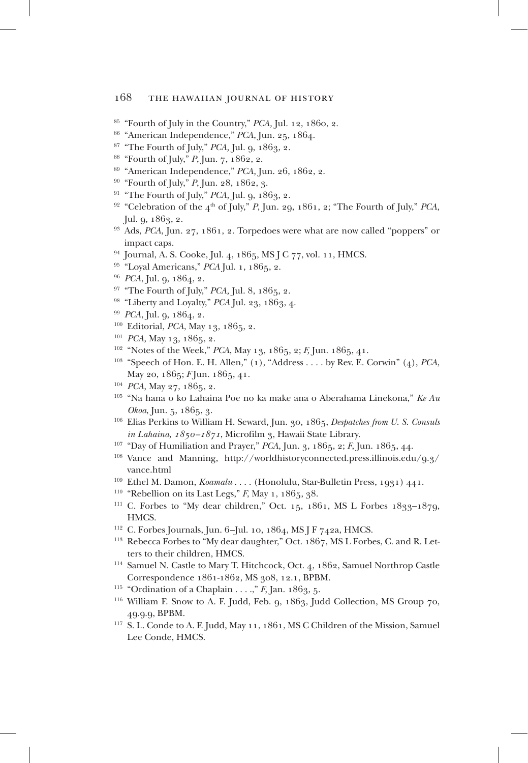[85] "Fourth of July in the Country," *PCA,* Jul. 12, 1860, 2.

[86] "American Independence," *PCA*, Jun. 25, 1864.

[87] "The Fourth of July," *PCA,* Jul. 9, 1863, 2.

[88] "Fourth of July," *P*, Jun. 7, 1862, 2.

[89] "American Independence," *PCA,* Jun. 26, 1862, 2.

[90] "Fourth of July," *P*, Jun. 28, 1862, 3.

[91] "The Fourth of July," *PCA,* Jul. 9, 1863, 2.

[92] "Celebration of the 4th of July," *P*, Jun. 29, 1861, 2; "The Fourth of July," *PCA,* Jul. 9, 1863, 2.

[93] Ads, *PCA*, Jun. 27, 1861, 2. Torpedoes were what are now called "poppers" or impact caps.

[94] Journal, A. S. Cooke, Jul. 4, 1865, MS J C 77, vol. 11, HMCS.

[95] "Loyal Americans," *PCA* Jul. 1, 1865, 2.

[96] *PCA*, Jul. 9, 1864, 2.

[97] "The Fourth of July," *PCA,* Jul. 8, 1865, 2.

[98] "Liberty and Loyalty," *PCA* Jul. 23, 1863, 4.

[99] *PCA*, Jul. 9, 1864, 2.

[100] Editorial, *PCA*, May 13, 1865, 2.

[101] *PCA*, May 13, 1865, 2.

[102] "Notes of the Week," *PCA*, May 13, 1865, 2; *F,* Jun. 1865, 41.

[103] "Speech of Hon. E. H. Allen," (1), "Address . . . . by Rev. E. Corwin" (4), *PCA*, May 20, 1865; *F* Jun. 1865, 41.

[104] *PCA*, May 27, 1865, 2.

[105] "Na hana o ko Lahaina Poe no ka make ana o Aberahama Linekona," *Ke Au Okoa*, Jun. 5, 1865, 3.

[106] Elias Perkins to William H. Seward, Jun. 30, 1865, *Despatches from U. S. Consuls in Lahaina, 1850–1871*, Microfilm 3, Hawaii State Library.

[107] "Day of Humiliation and Prayer," *PCA*, Jun. 3, 1865, 2; *F*, Jun. 1865, 44.

[108] Vance and Manning, http://worldhistoryconnected.press.illinois.edu/9.3/vance.html

[109] Ethel M. Damon, *Koamalu . . . .* (Honolulu, Star-Bulletin Press, 1931) 441.

[110] "Rebellion on its Last Legs," *F*, May 1, 1865, 38.

[111] C. Forbes to "My dear children," Oct. 15, 1861, MS L Forbes 1833–1879, HMCS.

[112] C. Forbes Journals, Jun. 6–Jul. 10, 1864, MS J F 742a, HMCS.

[113] Rebecca Forbes to "My dear daughter," Oct. 1867, MS L Forbes, C. and R. Letters to their children, HMCS.

[114] Samuel N. Castle to Mary T. Hitchcock, Oct. 4, 1862, Samuel Northrop Castle Correspondence 1861-1862, MS 308, 12.1, BPBM.

[115] "Ordination of a Chaplain . . . .," *F*, Jan. 1863, 5.

[116] William F. Snow to A. F. Judd, Feb. 9, 1863, Judd Collection, MS Group 70, 49.9.9, BPBM.

[117] S. L. Conde to A. F. Judd, May 11, 1861, MS C Children of the Mission, Samuel Lee Conde, HMCS.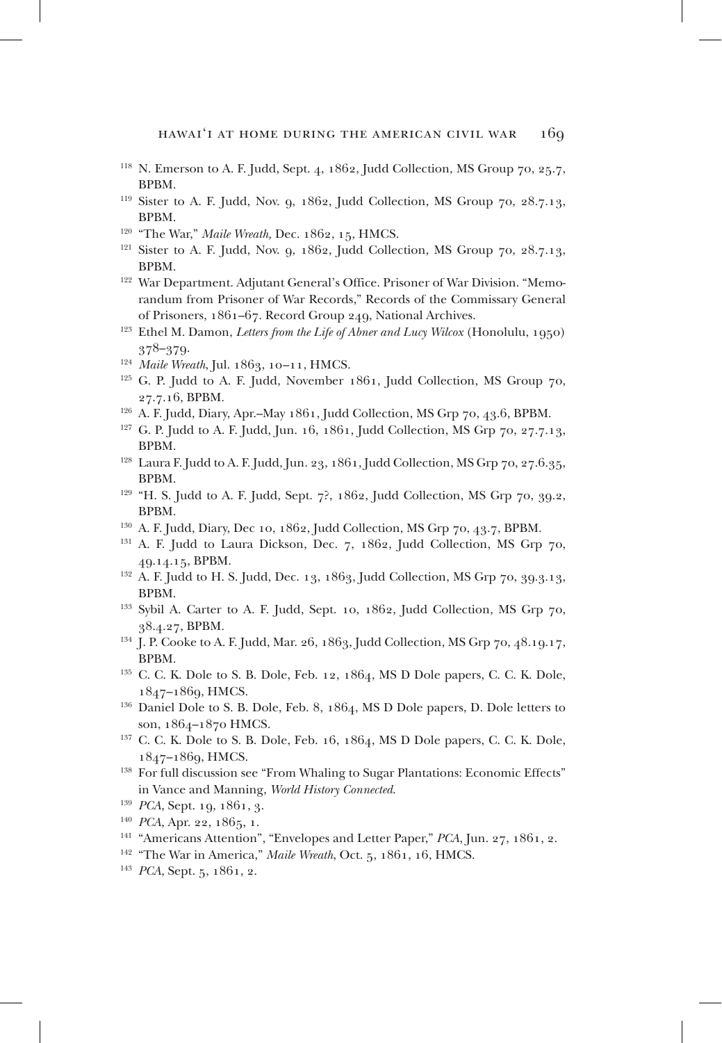[118] N. Emerson to A. F. Judd, Sept. 4, 1862, Judd Collection, MS Group 70, 25.7, BPBM.

[119] Sister to A. F. Judd, Nov. 9, 1862, Judd Collection, MS Group 70, 28.7.13, BPBM.

[120] "The War," *Maile Wreath,* Dec. 1862, 15, HMCS.

[121] Sister to A. F. Judd, Nov. 9, 1862, Judd Collection, MS Group 70, 28.7.13, BPBM.

[122] War Department. Adjutant General's Office. Prisoner of War Division. "Memorandum from Prisoner of War Records," Records of the Commissary General of Prisoners, 1861–67. Record Group 249, National Archives.

[123] Ethel M. Damon, *Letters from the Life of Abner and Lucy Wilcox* (Honolulu, 1950) 378–379.

[124] *Maile Wreath*, Jul. 1863, 10–11, HMCS.

[125] G. P. Judd to A. F. Judd, November 1861, Judd Collection, MS Group 70, 27.7.16, BPBM.

[126] A. F. Judd, Diary, Apr.–May 1861, Judd Collection, MS Grp 70, 43.6, BPBM.

[127] G. P. Judd to A. F. Judd, Jun. 16, 1861, Judd Collection, MS Grp 70, 27.7.13, BPBM.

[128] Laura F. Judd to A. F. Judd, Jun. 23, 1861, Judd Collection, MS Grp 70, 27.6.35, BPBM.

[129] "H. S. Judd to A. F. Judd, Sept. 7?, 1862, Judd Collection, MS Grp 70, 39.2, BPBM.

[130] A. F. Judd, Diary, Dec 10, 1862, Judd Collection, MS Grp 70, 43.7, BPBM.

[131] A. F. Judd to Laura Dickson, Dec. 7, 1862, Judd Collection, MS Grp 70, 49.14.15, BPBM.

[132] A. F. Judd to H. S. Judd, Dec. 13, 1863, Judd Collection, MS Grp 70, 39.3.13, BPBM.

[133] Sybil A. Carter to A. F. Judd, Sept. 10, 1862, Judd Collection, MS Grp 70, 38.4.27, BPBM.

[134] J. P. Cooke to A. F. Judd, Mar. 26, 1863, Judd Collection, MS Grp 70, 48.19.17, BPBM.

[135] C. C. K. Dole to S. B. Dole, Feb. 12, 1864, MS D Dole papers, C. C. K. Dole, 1847–1869, HMCS.

[136] Daniel Dole to S. B. Dole, Feb. 8, 1864, MS D Dole papers, D. Dole letters to son, 1864–1870 HMCS.

[137] C. C. K. Dole to S. B. Dole, Feb. 16, 1864, MS D Dole papers, C. C. K. Dole, 1847–1869, HMCS.

[138] For full discussion see "From Whaling to Sugar Plantations: Economic Effects" in Vance and Manning, *World History Connected*.

[139] *PCA*, Sept. 19, 1861, 3.

[140] *PCA*, Apr. 22, 1865, 1.

[141] "Americans Attention", "Envelopes and Letter Paper," *PCA*, Jun. 27, 1861, 2.

[142] "The War in America," *Maile Wreath*, Oct. 5, 1861, 16, HMCS.

[143] *PCA*, Sept. 5, 1861, 2.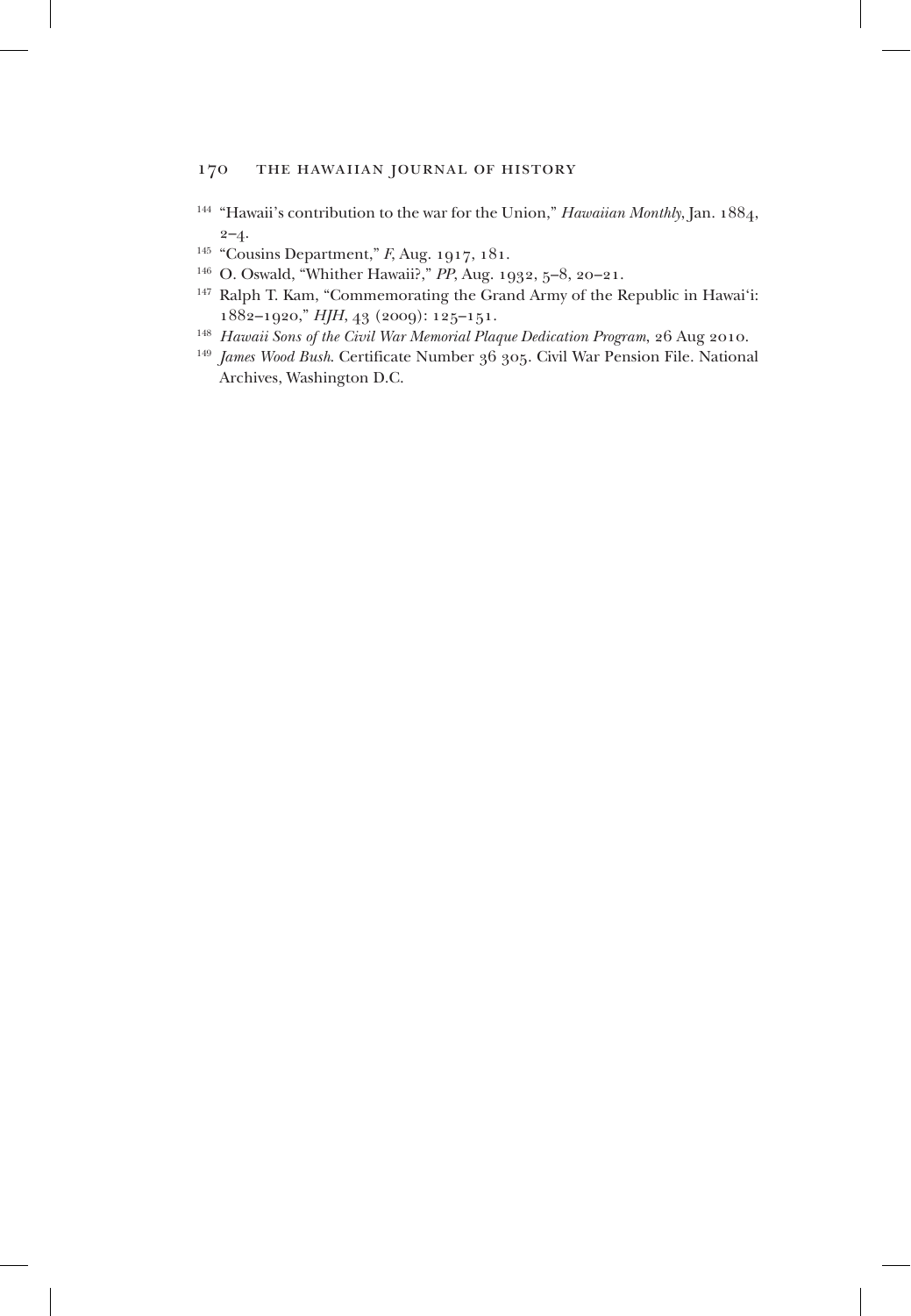[144] "Hawaii's contribution to the war for the Union," *Hawaiian Monthly*, Jan. 1884, 2–4.

[145] "Cousins Department," *F*, Aug. 1917, 181.

[146] O. Oswald, "Whither Hawaii?," *PP*, Aug. 1932, 5–8, 20–21.

[147] Ralph T. Kam, "Commemorating the Grand Army of the Republic in Hawai'i: 1882–1920," *HJH*, 43 (2009): 125–151.

[148] *Hawaii Sons of the Civil War Memorial Plaque Dedication Program*, 26 Aug 2010.

[149] *James Wood Bush*. Certificate Number 36 305. Civil War Pension File. National Archives, Washington D.C.